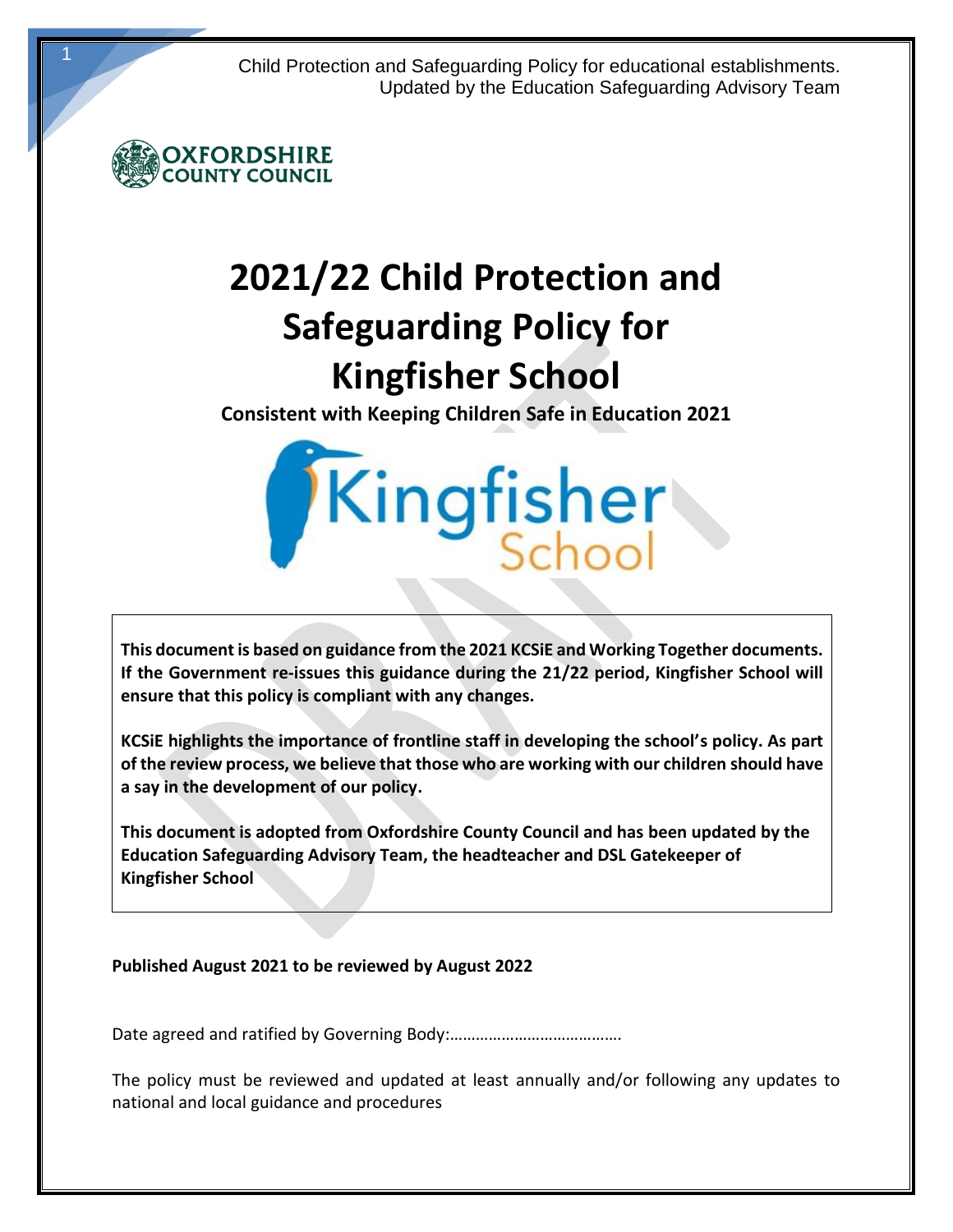Child Protection and Safeguarding Policy for educational establishments.
Updated by the Education Safeguarding Advisory Team

# 2021/22 Child Protection and Safeguarding Policy for Kingfisher School

**Consistent with Keeping Children Safe in Education 2021**

**This document is based on guidance from the 2021 KCSiE and Working Together documents. If the Government re-issues this guidance during the 21/22 period, Kingfisher School will ensure that this policy is compliant with any changes.**

**KCSiE highlights the importance of frontline staff in developing the school's policy. As part of the review process, we believe that those who are working with our children should have a say in the development of our policy.**

**This document is adopted from Oxfordshire County Council and has been updated by the Education Safeguarding Advisory Team, the headteacher and DSL Gatekeeper of Kingfisher School**

**Published August 2021 to be reviewed by August 2022**

Date agreed and ratified by Governing Body:………………………………….

The policy must be reviewed and updated at least annually and/or following any updates to national and local guidance and procedures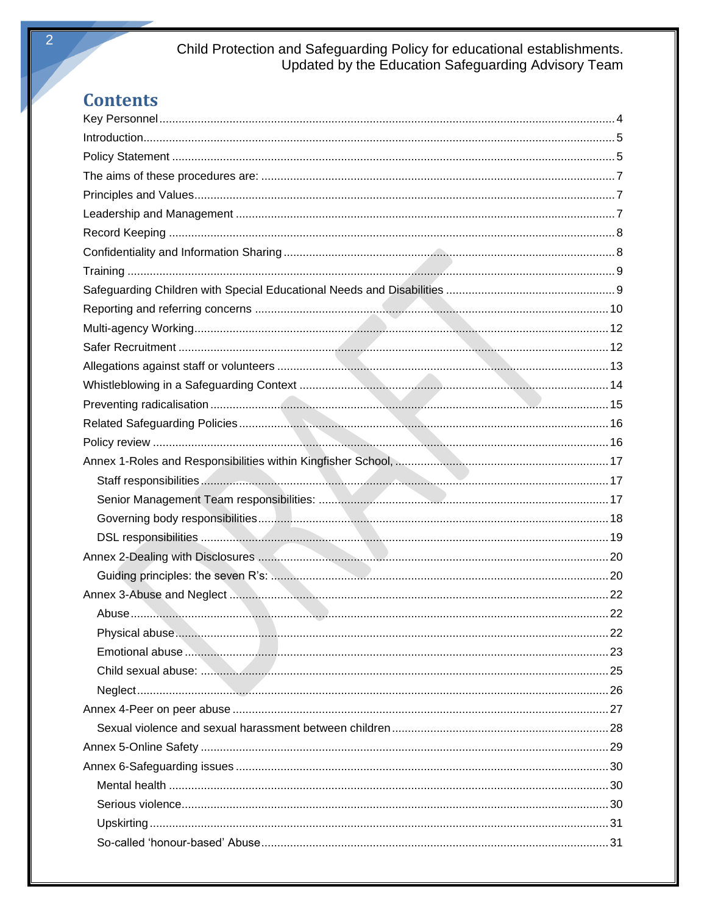# Contents

- Key Personnel ... 4
- Introduction ... 5
- Policy Statement ... 5
- The aims of these procedures are: ... 7
- Principles and Values ... 7
- Leadership and Management ... 7
- Record Keeping ... 8
- Confidentiality and Information Sharing ... 8
- Training ... 9
- Safeguarding Children with Special Educational Needs and Disabilities ... 9
- Reporting and referring concerns ... 10
- Multi-agency Working ... 12
- Safer Recruitment ... 12
- Allegations against staff or volunteers ... 13
- Whistleblowing in a Safeguarding Context ... 14
- Preventing radicalisation ... 15
- Related Safeguarding Policies ... 16
- Policy review ... 16
- Annex 1-Roles and Responsibilities within Kingfisher School, ... 17
  - Staff responsibilities ... 17
  - Senior Management Team responsibilities: ... 17
  - Governing body responsibilities ... 18
  - DSL responsibilities ... 19
- Annex 2-Dealing with Disclosures ... 20
  - Guiding principles: the seven R's: ... 20
- Annex 3-Abuse and Neglect ... 22
  - Abuse ... 22
  - Physical abuse ... 22
  - Emotional abuse ... 23
  - Child sexual abuse: ... 25
  - Neglect ... 26
- Annex 4-Peer on peer abuse ... 27
  - Sexual violence and sexual harassment between children ... 28
- Annex 5-Online Safety ... 29
- Annex 6-Safeguarding issues ... 30
  - Mental health ... 30
  - Serious violence ... 30
  - Upskirting ... 31
  - So-called 'honour-based' Abuse ... 31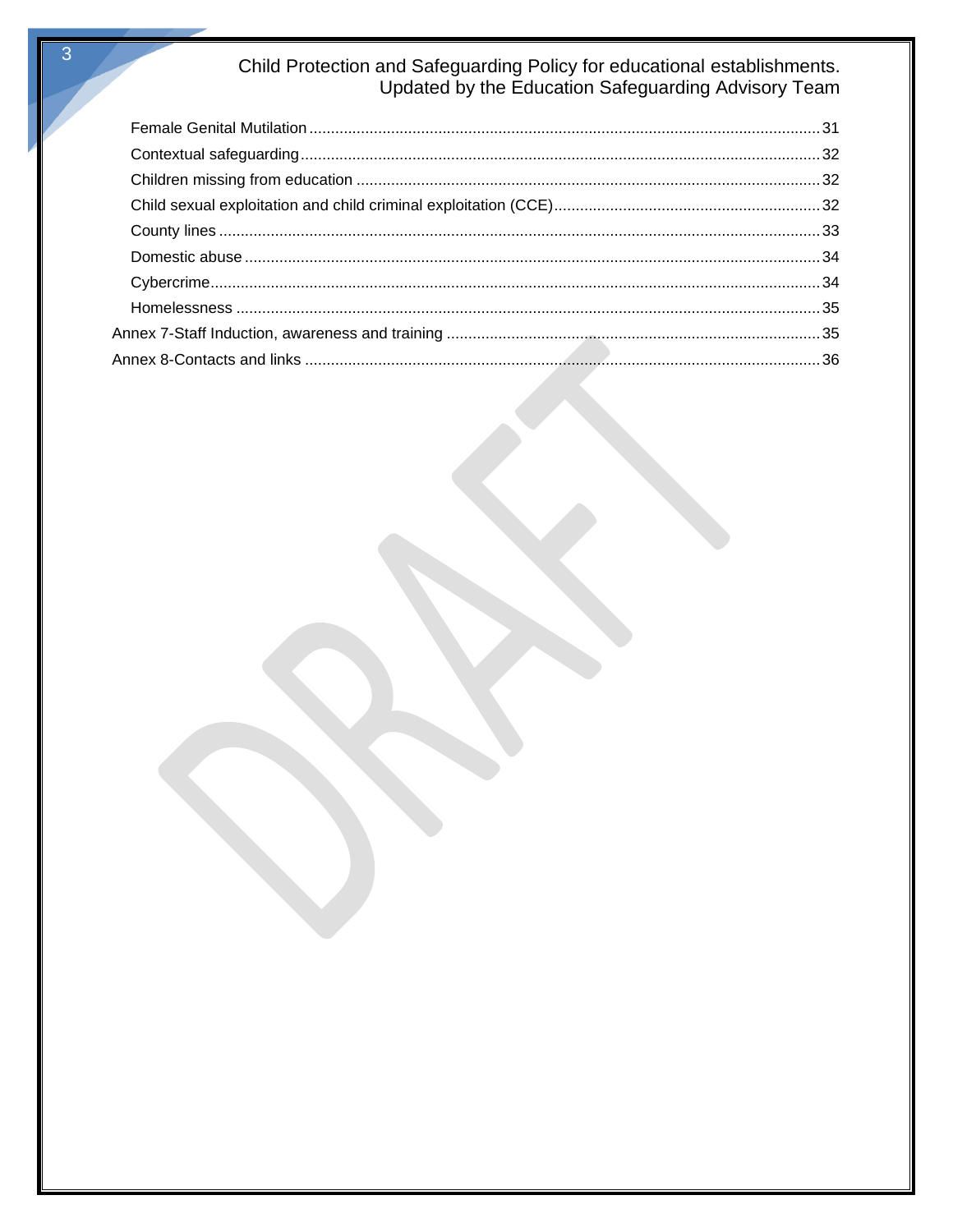- Female Genital Mutilation ..... 31
- Contextual safeguarding ..... 32
- Children missing from education ..... 32
- Child sexual exploitation and child criminal exploitation (CCE) ..... 32
- County lines ..... 33
- Domestic abuse ..... 34
- Cybercrime ..... 34
- Homelessness ..... 35

Annex 7-Staff Induction, awareness and training ..... 35

Annex 8-Contacts and links ..... 36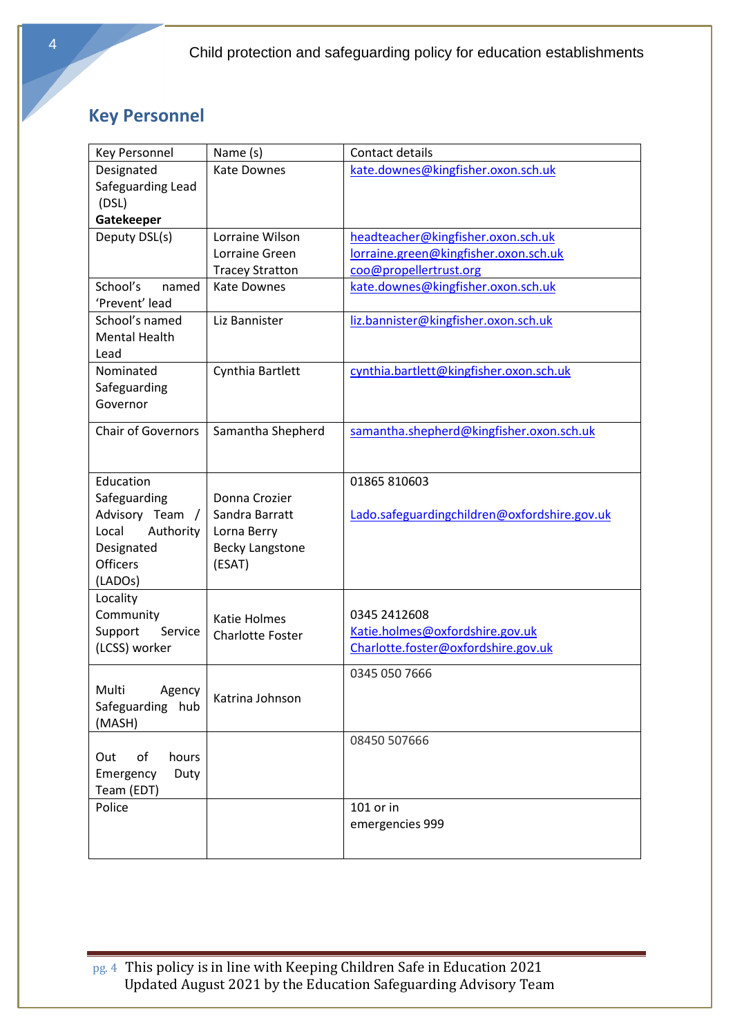## Key Personnel

| Key Personnel | Name (s) | Contact details |
|---|---|---|
| Designated Safeguarding Lead (DSL) **Gatekeeper** | Kate Downes | kate.downes@kingfisher.oxon.sch.uk |
| Deputy DSL(s) | Lorraine Wilson<br>Lorraine Green<br>Tracey Stratton | headteacher@kingfisher.oxon.sch.uk<br>lorraine.green@kingfisher.oxon.sch.uk<br>coo@propellertrust.org |
| School's named 'Prevent' lead | Kate Downes | kate.downes@kingfisher.oxon.sch.uk |
| School's named Mental Health Lead | Liz Bannister | liz.bannister@kingfisher.oxon.sch.uk |
| Nominated Safeguarding Governor | Cynthia Bartlett | cynthia.bartlett@kingfisher.oxon.sch.uk |
| Chair of Governors | Samantha Shepherd | samantha.shepherd@kingfisher.oxon.sch.uk |
| Education Safeguarding Advisory Team / Local Authority Designated Officers (LADOs) | Donna Crozier<br>Sandra Barratt<br>Lorna Berry<br>Becky Langstone<br>(ESAT) | 01865 810603<br>Lado.safeguardingchildren@oxfordshire.gov.uk |
| Locality Community Support Service (LCSS) worker | Katie Holmes<br>Charlotte Foster | 0345 2412608<br>Katie.holmes@oxfordshire.gov.uk<br>Charlotte.foster@oxfordshire.gov.uk |
| Multi Agency Safeguarding hub (MASH) | Katrina Johnson | 0345 050 7666 |
| Out of hours Emergency Duty Team (EDT) | | 08450 507666 |
| Police | | 101 or in emergencies 999 |

This policy is in line with Keeping Children Safe in Education 2021
Updated August 2021 by the Education Safeguarding Advisory Team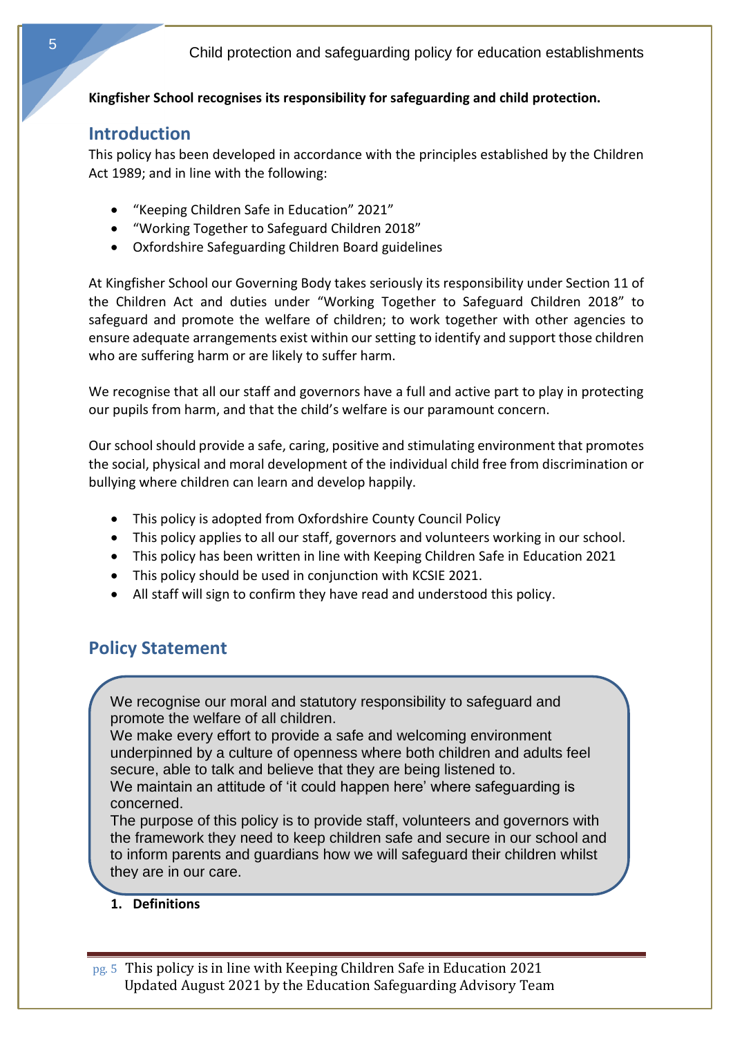**Kingfisher School recognises its responsibility for safeguarding and child protection.**

## Introduction

This policy has been developed in accordance with the principles established by the Children Act 1989; and in line with the following:

- "Keeping Children Safe in Education" 2021"
- "Working Together to Safeguard Children 2018"
- Oxfordshire Safeguarding Children Board guidelines

At Kingfisher School our Governing Body takes seriously its responsibility under Section 11 of the Children Act and duties under "Working Together to Safeguard Children 2018" to safeguard and promote the welfare of children; to work together with other agencies to ensure adequate arrangements exist within our setting to identify and support those children who are suffering harm or are likely to suffer harm.

We recognise that all our staff and governors have a full and active part to play in protecting our pupils from harm, and that the child's welfare is our paramount concern.

Our school should provide a safe, caring, positive and stimulating environment that promotes the social, physical and moral development of the individual child free from discrimination or bullying where children can learn and develop happily.

- This policy is adopted from Oxfordshire County Council Policy
- This policy applies to all our staff, governors and volunteers working in our school.
- This policy has been written in line with Keeping Children Safe in Education 2021
- This policy should be used in conjunction with KCSIE 2021.
- All staff will sign to confirm they have read and understood this policy.

## Policy Statement

We recognise our moral and statutory responsibility to safeguard and promote the welfare of all children.
We make every effort to provide a safe and welcoming environment underpinned by a culture of openness where both children and adults feel secure, able to talk and believe that they are being listened to.
We maintain an attitude of 'it could happen here' where safeguarding is concerned.
The purpose of this policy is to provide staff, volunteers and governors with the framework they need to keep children safe and secure in our school and to inform parents and guardians how we will safeguard their children whilst they are in our care.

1. **Definitions**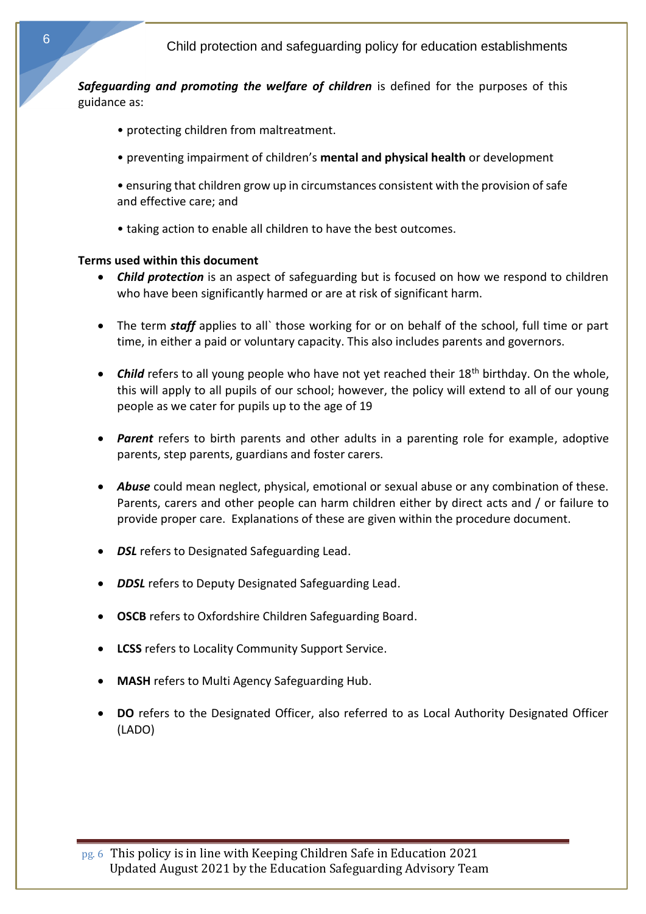***Safeguarding and promoting the welfare of children*** is defined for the purposes of this guidance as:

- protecting children from maltreatment.
- preventing impairment of children's **mental and physical health** or development
- ensuring that children grow up in circumstances consistent with the provision of safe and effective care; and
- taking action to enable all children to have the best outcomes.

**Terms used within this document**

- ***Child protection*** is an aspect of safeguarding but is focused on how we respond to children who have been significantly harmed or are at risk of significant harm.
- The term ***staff*** applies to all` those working for or on behalf of the school, full time or part time, in either a paid or voluntary capacity. This also includes parents and governors.
- ***Child*** refers to all young people who have not yet reached their 18th birthday. On the whole, this will apply to all pupils of our school; however, the policy will extend to all of our young people as we cater for pupils up to the age of 19
- ***Parent*** refers to birth parents and other adults in a parenting role for example, adoptive parents, step parents, guardians and foster carers.
- ***Abuse*** could mean neglect, physical, emotional or sexual abuse or any combination of these. Parents, carers and other people can harm children either by direct acts and / or failure to provide proper care. Explanations of these are given within the procedure document.
- ***DSL*** refers to Designated Safeguarding Lead.
- ***DDSL*** refers to Deputy Designated Safeguarding Lead.
- **OSCB** refers to Oxfordshire Children Safeguarding Board.
- **LCSS** refers to Locality Community Support Service.
- **MASH** refers to Multi Agency Safeguarding Hub.
- **DO** refers to the Designated Officer, also referred to as Local Authority Designated Officer (LADO)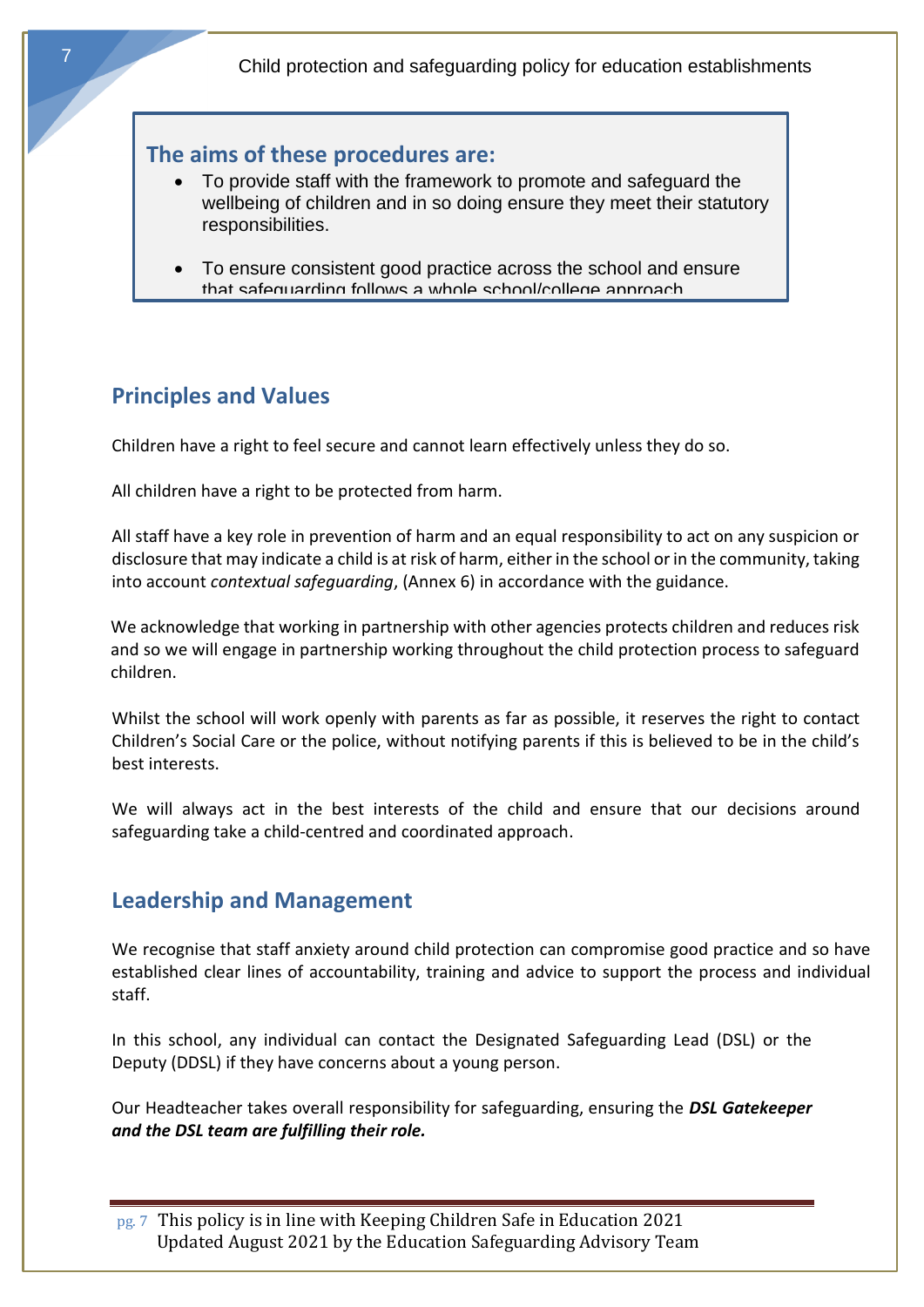### The aims of these procedures are:

- To provide staff with the framework to promote and safeguard the wellbeing of children and in so doing ensure they meet their statutory responsibilities.
- To ensure consistent good practice across the school and ensure that safeguarding follows a whole school/college approach

## Principles and Values

Children have a right to feel secure and cannot learn effectively unless they do so.

All children have a right to be protected from harm.

All staff have a key role in prevention of harm and an equal responsibility to act on any suspicion or disclosure that may indicate a child is at risk of harm, either in the school or in the community, taking into account *contextual safeguarding*, (Annex 6) in accordance with the guidance.

We acknowledge that working in partnership with other agencies protects children and reduces risk and so we will engage in partnership working throughout the child protection process to safeguard children.

Whilst the school will work openly with parents as far as possible, it reserves the right to contact Children's Social Care or the police, without notifying parents if this is believed to be in the child's best interests.

We will always act in the best interests of the child and ensure that our decisions around safeguarding take a child-centred and coordinated approach.

## Leadership and Management

We recognise that staff anxiety around child protection can compromise good practice and so have established clear lines of accountability, training and advice to support the process and individual staff.

In this school, any individual can contact the Designated Safeguarding Lead (DSL) or the Deputy (DDSL) if they have concerns about a young person.

Our Headteacher takes overall responsibility for safeguarding, ensuring the ***DSL Gatekeeper and the DSL team are fulfilling their role.***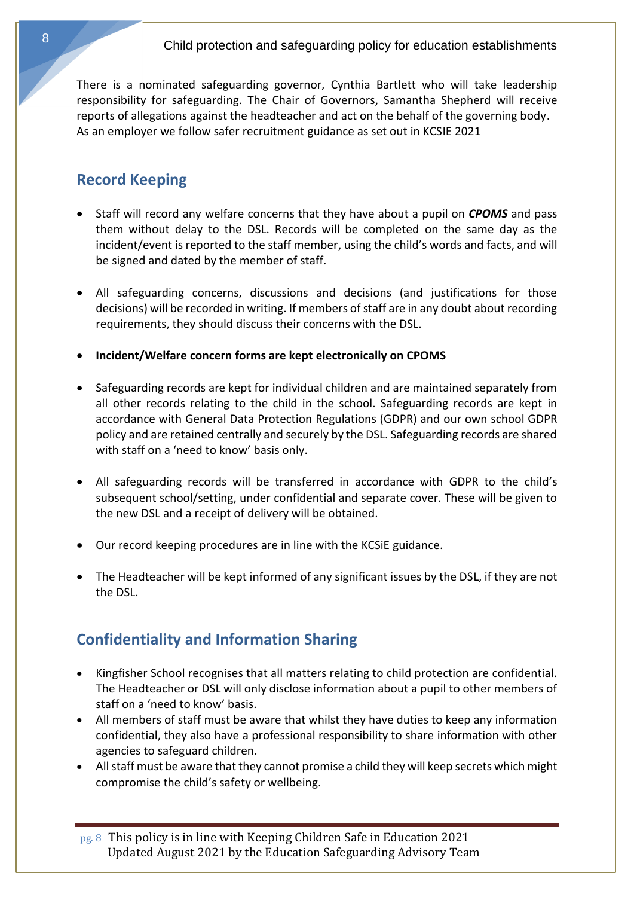There is a nominated safeguarding governor, Cynthia Bartlett who will take leadership responsibility for safeguarding. The Chair of Governors, Samantha Shepherd will receive reports of allegations against the headteacher and act on the behalf of the governing body. As an employer we follow safer recruitment guidance as set out in KCSIE 2021

## Record Keeping

- Staff will record any welfare concerns that they have about a pupil on ***CPOMS*** and pass them without delay to the DSL. Records will be completed on the same day as the incident/event is reported to the staff member, using the child's words and facts, and will be signed and dated by the member of staff.

- All safeguarding concerns, discussions and decisions (and justifications for those decisions) will be recorded in writing. If members of staff are in any doubt about recording requirements, they should discuss their concerns with the DSL.

- **Incident/Welfare concern forms are kept electronically on CPOMS**

- Safeguarding records are kept for individual children and are maintained separately from all other records relating to the child in the school. Safeguarding records are kept in accordance with General Data Protection Regulations (GDPR) and our own school GDPR policy and are retained centrally and securely by the DSL. Safeguarding records are shared with staff on a 'need to know' basis only.

- All safeguarding records will be transferred in accordance with GDPR to the child's subsequent school/setting, under confidential and separate cover. These will be given to the new DSL and a receipt of delivery will be obtained.

- Our record keeping procedures are in line with the KCSiE guidance.

- The Headteacher will be kept informed of any significant issues by the DSL, if they are not the DSL.

## Confidentiality and Information Sharing

- Kingfisher School recognises that all matters relating to child protection are confidential. The Headteacher or DSL will only disclose information about a pupil to other members of staff on a 'need to know' basis.
- All members of staff must be aware that whilst they have duties to keep any information confidential, they also have a professional responsibility to share information with other agencies to safeguard children.
- All staff must be aware that they cannot promise a child they will keep secrets which might compromise the child's safety or wellbeing.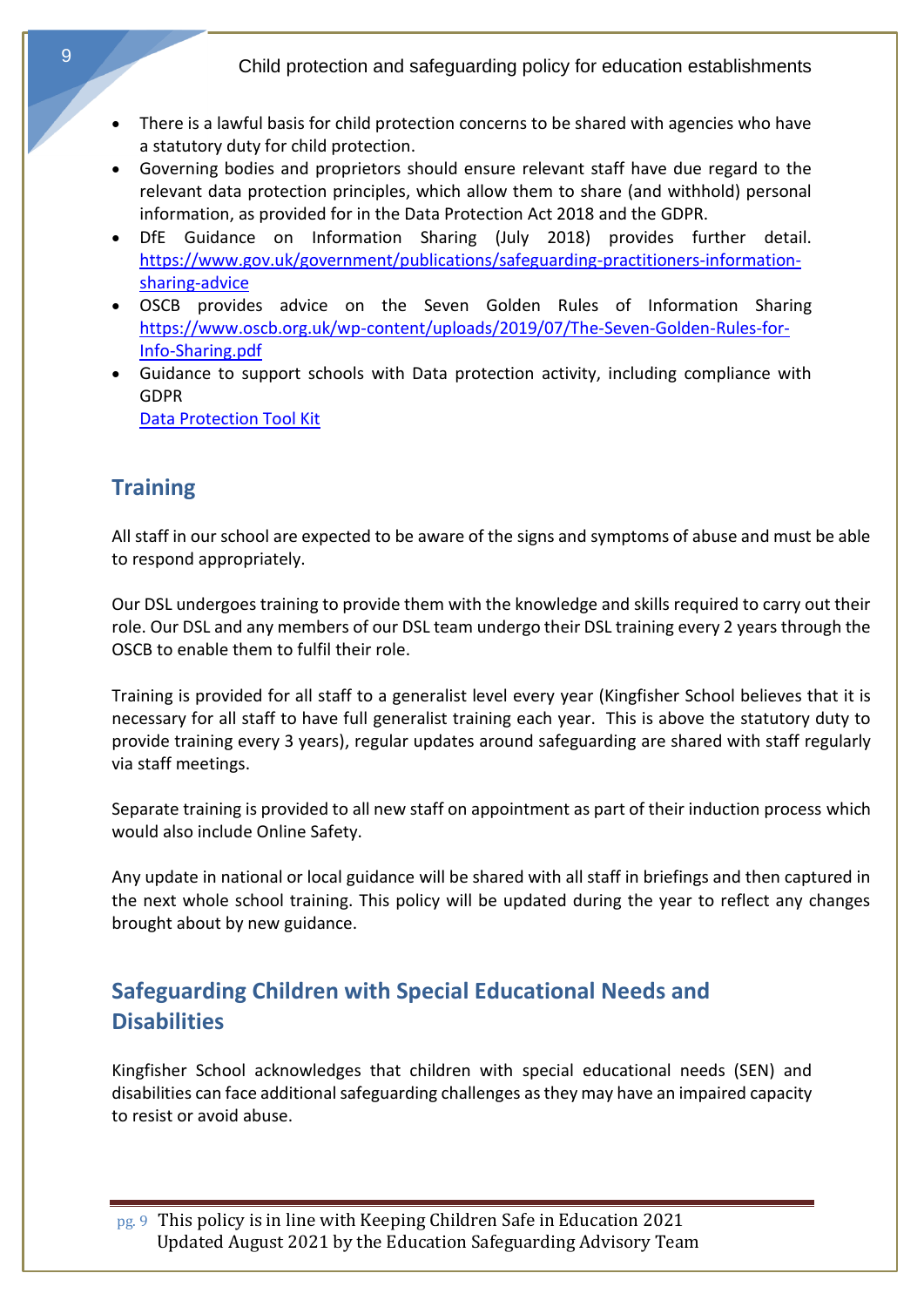- There is a lawful basis for child protection concerns to be shared with agencies who have a statutory duty for child protection.
- Governing bodies and proprietors should ensure relevant staff have due regard to the relevant data protection principles, which allow them to share (and withhold) personal information, as provided for in the Data Protection Act 2018 and the GDPR.
- DfE Guidance on Information Sharing (July 2018) provides further detail. [https://www.gov.uk/government/publications/safeguarding-practitioners-information-sharing-advice](https://www.gov.uk/government/publications/safeguarding-practitioners-information-sharing-advice)
- OSCB provides advice on the Seven Golden Rules of Information Sharing [https://www.oscb.org.uk/wp-content/uploads/2019/07/The-Seven-Golden-Rules-for-Info-Sharing.pdf](https://www.oscb.org.uk/wp-content/uploads/2019/07/The-Seven-Golden-Rules-for-Info-Sharing.pdf)
- Guidance to support schools with Data protection activity, including compliance with GDPR
  Data Protection Tool Kit

## Training

All staff in our school are expected to be aware of the signs and symptoms of abuse and must be able to respond appropriately.

Our DSL undergoes training to provide them with the knowledge and skills required to carry out their role. Our DSL and any members of our DSL team undergo their DSL training every 2 years through the OSCB to enable them to fulfil their role.

Training is provided for all staff to a generalist level every year (Kingfisher School believes that it is necessary for all staff to have full generalist training each year. This is above the statutory duty to provide training every 3 years), regular updates around safeguarding are shared with staff regularly via staff meetings.

Separate training is provided to all new staff on appointment as part of their induction process which would also include Online Safety.

Any update in national or local guidance will be shared with all staff in briefings and then captured in the next whole school training. This policy will be updated during the year to reflect any changes brought about by new guidance.

## Safeguarding Children with Special Educational Needs and Disabilities

Kingfisher School acknowledges that children with special educational needs (SEN) and disabilities can face additional safeguarding challenges as they may have an impaired capacity to resist or avoid abuse.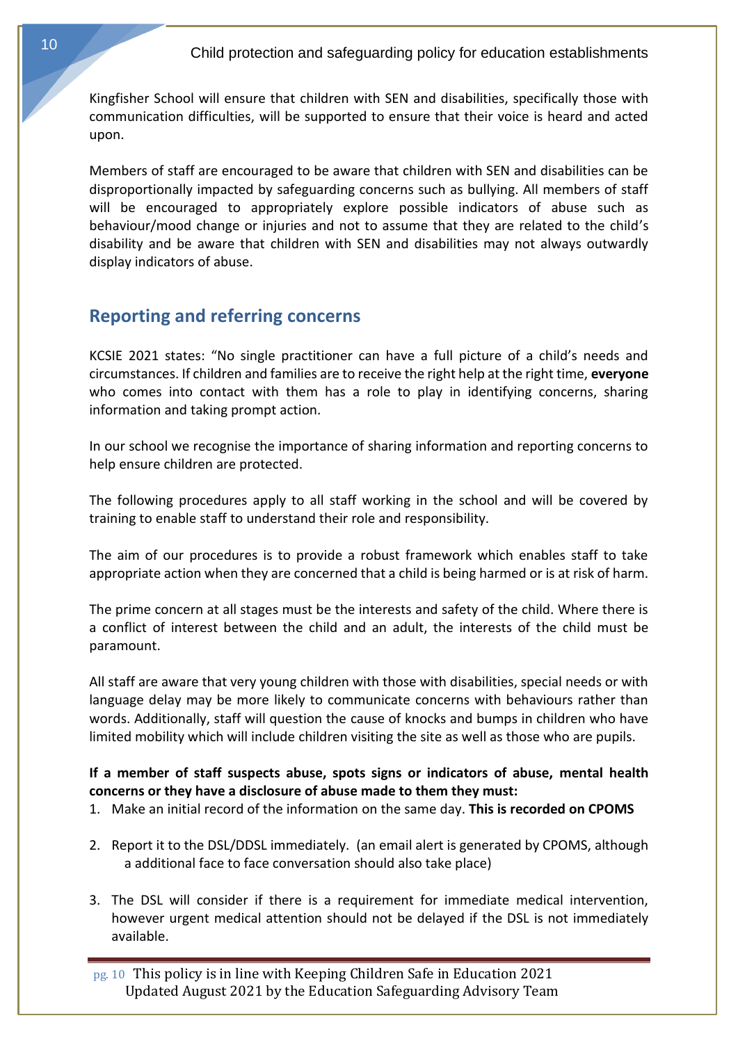Kingfisher School will ensure that children with SEN and disabilities, specifically those with communication difficulties, will be supported to ensure that their voice is heard and acted upon.

Members of staff are encouraged to be aware that children with SEN and disabilities can be disproportionally impacted by safeguarding concerns such as bullying. All members of staff will be encouraged to appropriately explore possible indicators of abuse such as behaviour/mood change or injuries and not to assume that they are related to the child's disability and be aware that children with SEN and disabilities may not always outwardly display indicators of abuse.

## Reporting and referring concerns

KCSIE 2021 states: "No single practitioner can have a full picture of a child's needs and circumstances. If children and families are to receive the right help at the right time, **everyone** who comes into contact with them has a role to play in identifying concerns, sharing information and taking prompt action.

In our school we recognise the importance of sharing information and reporting concerns to help ensure children are protected.

The following procedures apply to all staff working in the school and will be covered by training to enable staff to understand their role and responsibility.

The aim of our procedures is to provide a robust framework which enables staff to take appropriate action when they are concerned that a child is being harmed or is at risk of harm.

The prime concern at all stages must be the interests and safety of the child. Where there is a conflict of interest between the child and an adult, the interests of the child must be paramount.

All staff are aware that very young children with those with disabilities, special needs or with language delay may be more likely to communicate concerns with behaviours rather than words. Additionally, staff will question the cause of knocks and bumps in children who have limited mobility which will include children visiting the site as well as those who are pupils.

**If a member of staff suspects abuse, spots signs or indicators of abuse, mental health concerns or they have a disclosure of abuse made to them they must:**

1. Make an initial record of the information on the same day. **This is recorded on CPOMS**
2. Report it to the DSL/DDSL immediately. (an email alert is generated by CPOMS, although a additional face to face conversation should also take place)
3. The DSL will consider if there is a requirement for immediate medical intervention, however urgent medical attention should not be delayed if the DSL is not immediately available.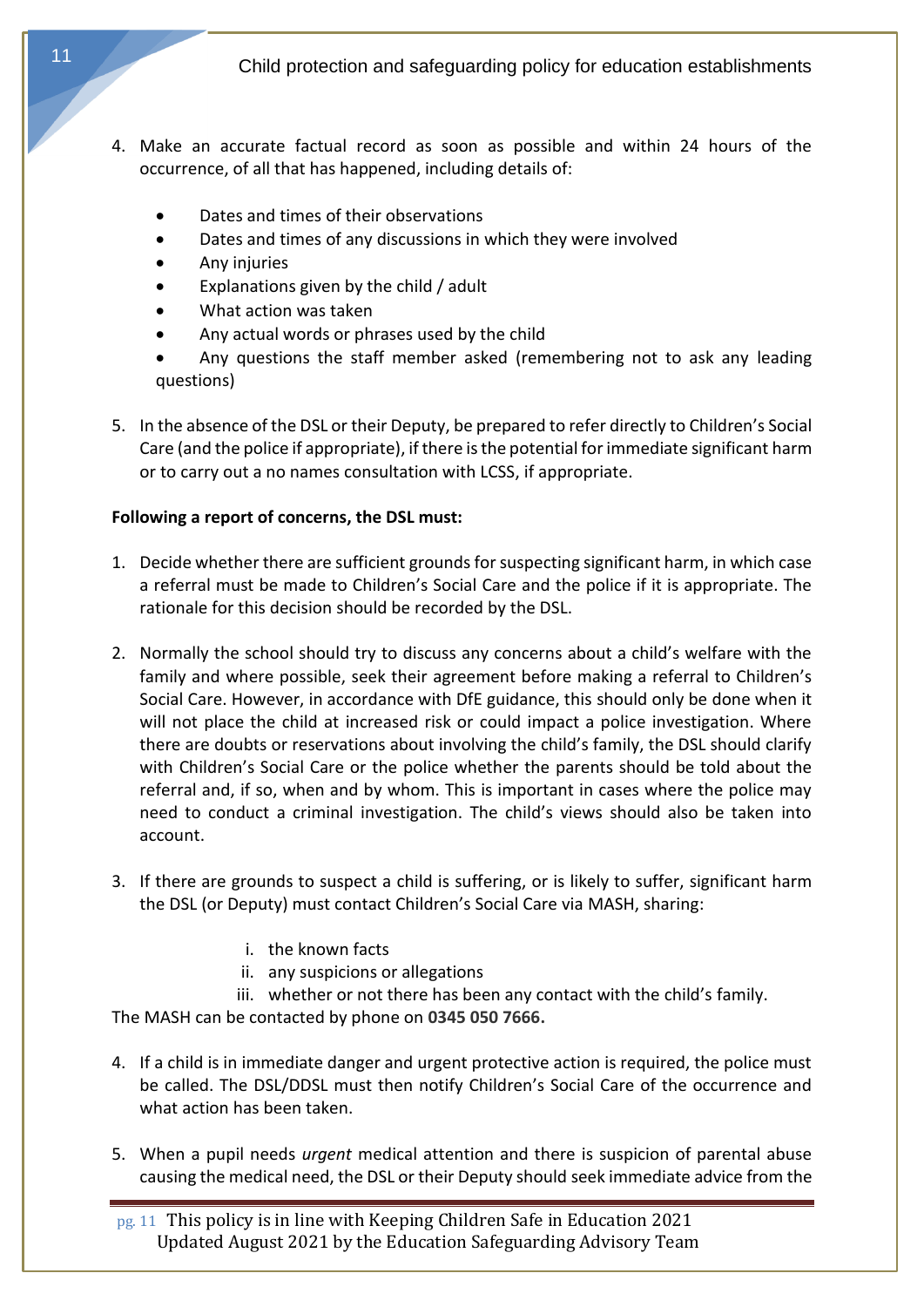4. Make an accurate factual record as soon as possible and within 24 hours of the occurrence, of all that has happened, including details of:

   - Dates and times of their observations
   - Dates and times of any discussions in which they were involved
   - Any injuries
   - Explanations given by the child / adult
   - What action was taken
   - Any actual words or phrases used by the child
   - Any questions the staff member asked (remembering not to ask any leading questions)

5. In the absence of the DSL or their Deputy, be prepared to refer directly to Children's Social Care (and the police if appropriate), if there is the potential for immediate significant harm or to carry out a no names consultation with LCSS, if appropriate.

**Following a report of concerns, the DSL must:**

1. Decide whether there are sufficient grounds for suspecting significant harm, in which case a referral must be made to Children's Social Care and the police if it is appropriate. The rationale for this decision should be recorded by the DSL.

2. Normally the school should try to discuss any concerns about a child's welfare with the family and where possible, seek their agreement before making a referral to Children's Social Care. However, in accordance with DfE guidance, this should only be done when it will not place the child at increased risk or could impact a police investigation. Where there are doubts or reservations about involving the child's family, the DSL should clarify with Children's Social Care or the police whether the parents should be told about the referral and, if so, when and by whom. This is important in cases where the police may need to conduct a criminal investigation. The child's views should also be taken into account.

3. If there are grounds to suspect a child is suffering, or is likely to suffer, significant harm the DSL (or Deputy) must contact Children's Social Care via MASH, sharing:

   i. the known facts
   ii. any suspicions or allegations
   iii. whether or not there has been any contact with the child's family.

The MASH can be contacted by phone on **0345 050 7666.**

4. If a child is in immediate danger and urgent protective action is required, the police must be called. The DSL/DDSL must then notify Children's Social Care of the occurrence and what action has been taken.

5. When a pupil needs *urgent* medical attention and there is suspicion of parental abuse causing the medical need, the DSL or their Deputy should seek immediate advice from the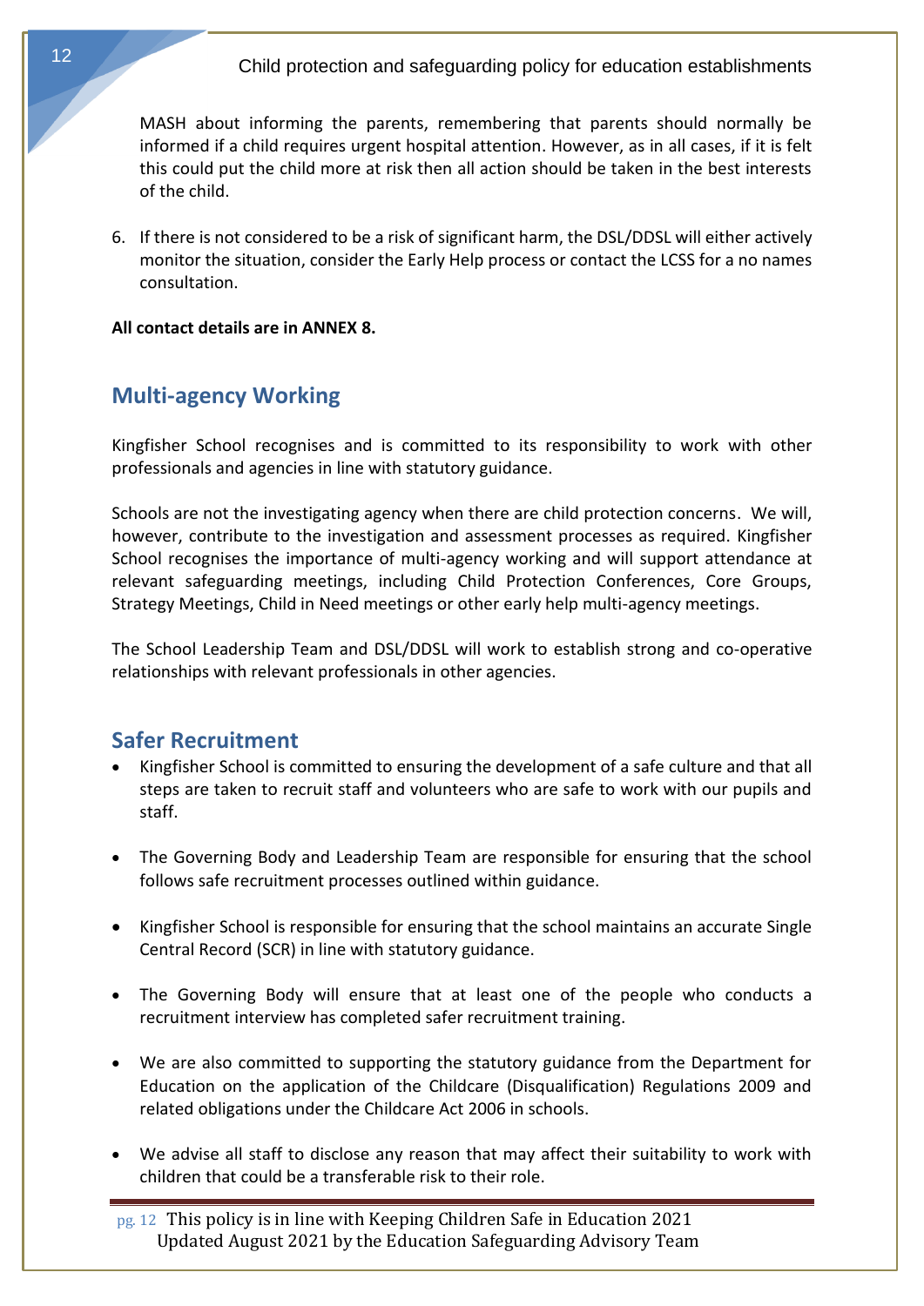MASH about informing the parents, remembering that parents should normally be informed if a child requires urgent hospital attention. However, as in all cases, if it is felt this could put the child more at risk then all action should be taken in the best interests of the child.

6. If there is not considered to be a risk of significant harm, the DSL/DDSL will either actively monitor the situation, consider the Early Help process or contact the LCSS for a no names consultation.

**All contact details are in ANNEX 8.**

## Multi-agency Working

Kingfisher School recognises and is committed to its responsibility to work with other professionals and agencies in line with statutory guidance.

Schools are not the investigating agency when there are child protection concerns. We will, however, contribute to the investigation and assessment processes as required. Kingfisher School recognises the importance of multi-agency working and will support attendance at relevant safeguarding meetings, including Child Protection Conferences, Core Groups, Strategy Meetings, Child in Need meetings or other early help multi-agency meetings.

The School Leadership Team and DSL/DDSL will work to establish strong and co-operative relationships with relevant professionals in other agencies.

## Safer Recruitment

- Kingfisher School is committed to ensuring the development of a safe culture and that all steps are taken to recruit staff and volunteers who are safe to work with our pupils and staff.
- The Governing Body and Leadership Team are responsible for ensuring that the school follows safe recruitment processes outlined within guidance.
- Kingfisher School is responsible for ensuring that the school maintains an accurate Single Central Record (SCR) in line with statutory guidance.
- The Governing Body will ensure that at least one of the people who conducts a recruitment interview has completed safer recruitment training.
- We are also committed to supporting the statutory guidance from the Department for Education on the application of the Childcare (Disqualification) Regulations 2009 and related obligations under the Childcare Act 2006 in schools.
- We advise all staff to disclose any reason that may affect their suitability to work with children that could be a transferable risk to their role.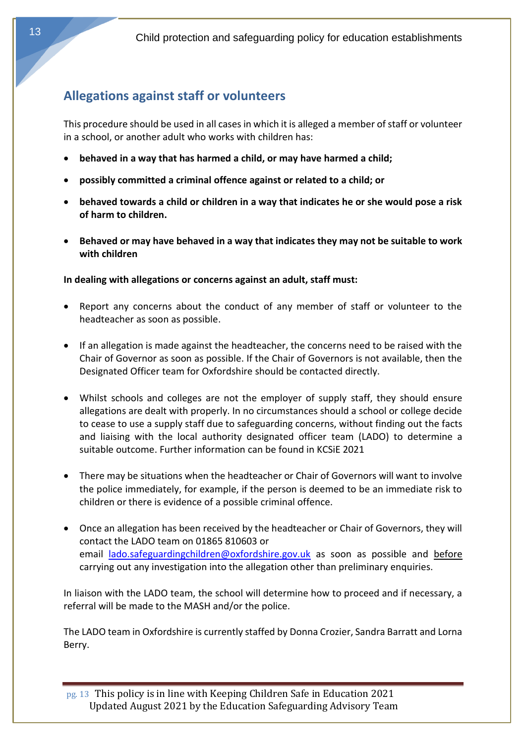## Allegations against staff or volunteers

This procedure should be used in all cases in which it is alleged a member of staff or volunteer in a school, or another adult who works with children has:

- **behaved in a way that has harmed a child, or may have harmed a child;**
- **possibly committed a criminal offence against or related to a child; or**
- **behaved towards a child or children in a way that indicates he or she would pose a risk of harm to children.**
- **Behaved or may have behaved in a way that indicates they may not be suitable to work with children**

**In dealing with allegations or concerns against an adult, staff must:**

- Report any concerns about the conduct of any member of staff or volunteer to the headteacher as soon as possible.
- If an allegation is made against the headteacher, the concerns need to be raised with the Chair of Governor as soon as possible. If the Chair of Governors is not available, then the Designated Officer team for Oxfordshire should be contacted directly.
- Whilst schools and colleges are not the employer of supply staff, they should ensure allegations are dealt with properly. In no circumstances should a school or college decide to cease to use a supply staff due to safeguarding concerns, without finding out the facts and liaising with the local authority designated officer team (LADO) to determine a suitable outcome. Further information can be found in KCSiE 2021
- There may be situations when the headteacher or Chair of Governors will want to involve the police immediately, for example, if the person is deemed to be an immediate risk to children or there is evidence of a possible criminal offence.
- Once an allegation has been received by the headteacher or Chair of Governors, they will contact the LADO team on 01865 810603 or email [lado.safeguardingchildren@oxfordshire.gov.uk](mailto:lado.safeguardingchildren@oxfordshire.gov.uk) as soon as possible and <u>before</u> carrying out any investigation into the allegation other than preliminary enquiries.

In liaison with the LADO team, the school will determine how to proceed and if necessary, a referral will be made to the MASH and/or the police.

The LADO team in Oxfordshire is currently staffed by Donna Crozier, Sandra Barratt and Lorna Berry.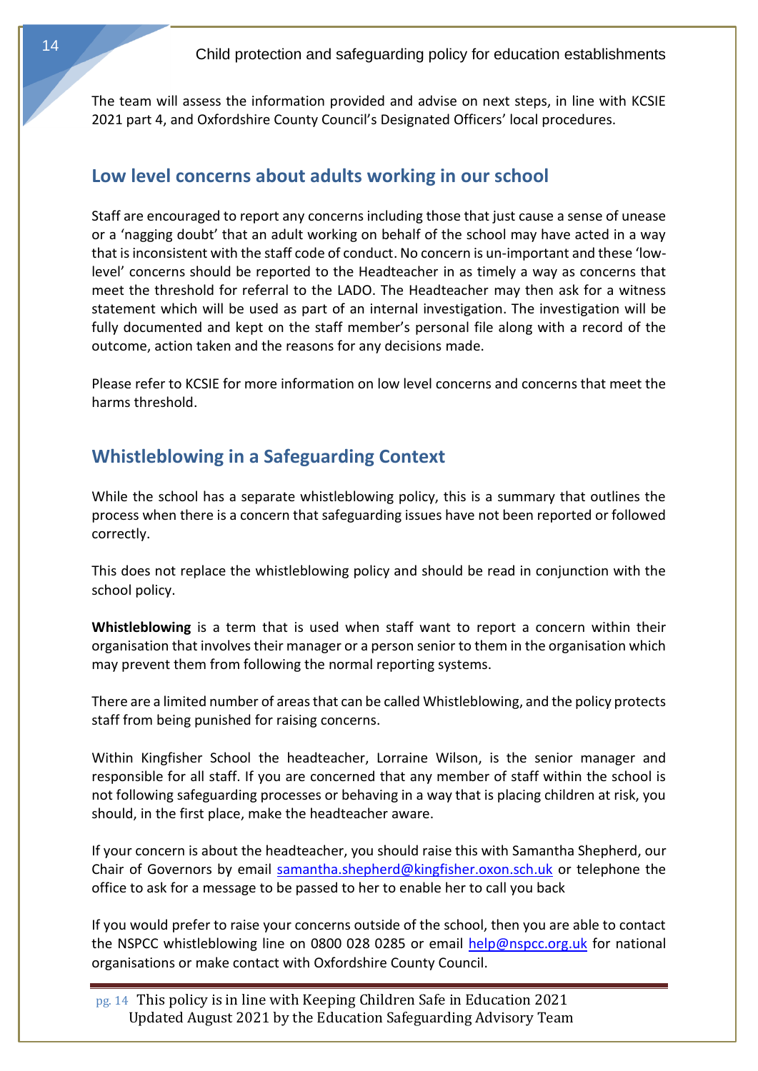The team will assess the information provided and advise on next steps, in line with KCSIE 2021 part 4, and Oxfordshire County Council's Designated Officers' local procedures.

## Low level concerns about adults working in our school

Staff are encouraged to report any concerns including those that just cause a sense of unease or a 'nagging doubt' that an adult working on behalf of the school may have acted in a way that is inconsistent with the staff code of conduct. No concern is un-important and these 'low-level' concerns should be reported to the Headteacher in as timely a way as concerns that meet the threshold for referral to the LADO. The Headteacher may then ask for a witness statement which will be used as part of an internal investigation. The investigation will be fully documented and kept on the staff member's personal file along with a record of the outcome, action taken and the reasons for any decisions made.

Please refer to KCSIE for more information on low level concerns and concerns that meet the harms threshold.

## Whistleblowing in a Safeguarding Context

While the school has a separate whistleblowing policy, this is a summary that outlines the process when there is a concern that safeguarding issues have not been reported or followed correctly.

This does not replace the whistleblowing policy and should be read in conjunction with the school policy.

**Whistleblowing** is a term that is used when staff want to report a concern within their organisation that involves their manager or a person senior to them in the organisation which may prevent them from following the normal reporting systems.

There are a limited number of areas that can be called Whistleblowing, and the policy protects staff from being punished for raising concerns.

Within Kingfisher School the headteacher, Lorraine Wilson, is the senior manager and responsible for all staff. If you are concerned that any member of staff within the school is not following safeguarding processes or behaving in a way that is placing children at risk, you should, in the first place, make the headteacher aware.

If your concern is about the headteacher, you should raise this with Samantha Shepherd, our Chair of Governors by email samantha.shepherd@kingfisher.oxon.sch.uk or telephone the office to ask for a message to be passed to her to enable her to call you back

If you would prefer to raise your concerns outside of the school, then you are able to contact the NSPCC whistleblowing line on 0800 028 0285 or email help@nspcc.org.uk for national organisations or make contact with Oxfordshire County Council.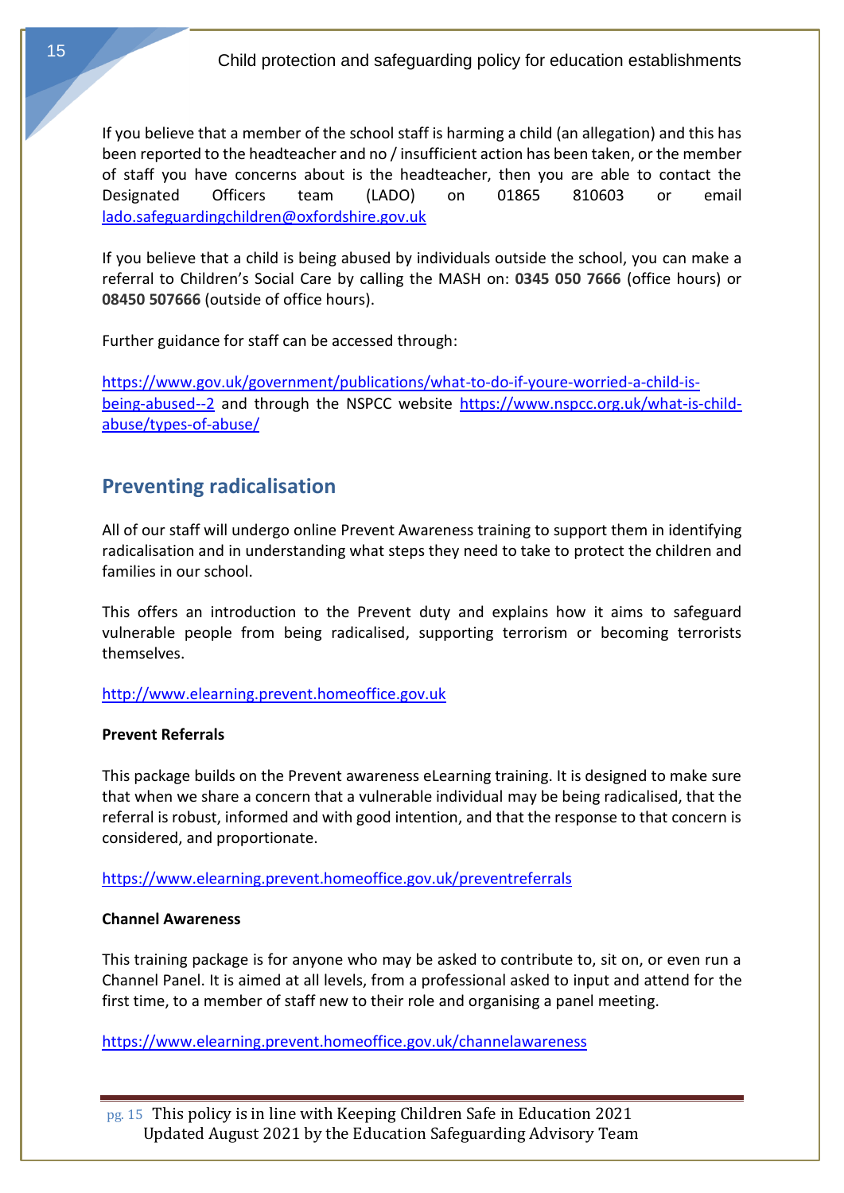If you believe that a member of the school staff is harming a child (an allegation) and this has been reported to the headteacher and no / insufficient action has been taken, or the member of staff you have concerns about is the headteacher, then you are able to contact the Designated Officers team (LADO) on 01865 810603 or email lado.safeguardingchildren@oxfordshire.gov.uk

If you believe that a child is being abused by individuals outside the school, you can make a referral to Children's Social Care by calling the MASH on: **0345 050 7666** (office hours) or **08450 507666** (outside of office hours).

Further guidance for staff can be accessed through:

https://www.gov.uk/government/publications/what-to-do-if-youre-worried-a-child-is-being-abused--2 and through the NSPCC website https://www.nspcc.org.uk/what-is-child-abuse/types-of-abuse/

## Preventing radicalisation

All of our staff will undergo online Prevent Awareness training to support them in identifying radicalisation and in understanding what steps they need to take to protect the children and families in our school.

This offers an introduction to the Prevent duty and explains how it aims to safeguard vulnerable people from being radicalised, supporting terrorism or becoming terrorists themselves.

http://www.elearning.prevent.homeoffice.gov.uk

**Prevent Referrals**

This package builds on the Prevent awareness eLearning training. It is designed to make sure that when we share a concern that a vulnerable individual may be being radicalised, that the referral is robust, informed and with good intention, and that the response to that concern is considered, and proportionate.

https://www.elearning.prevent.homeoffice.gov.uk/preventreferrals

**Channel Awareness**

This training package is for anyone who may be asked to contribute to, sit on, or even run a Channel Panel. It is aimed at all levels, from a professional asked to input and attend for the first time, to a member of staff new to their role and organising a panel meeting.

https://www.elearning.prevent.homeoffice.gov.uk/channelawareness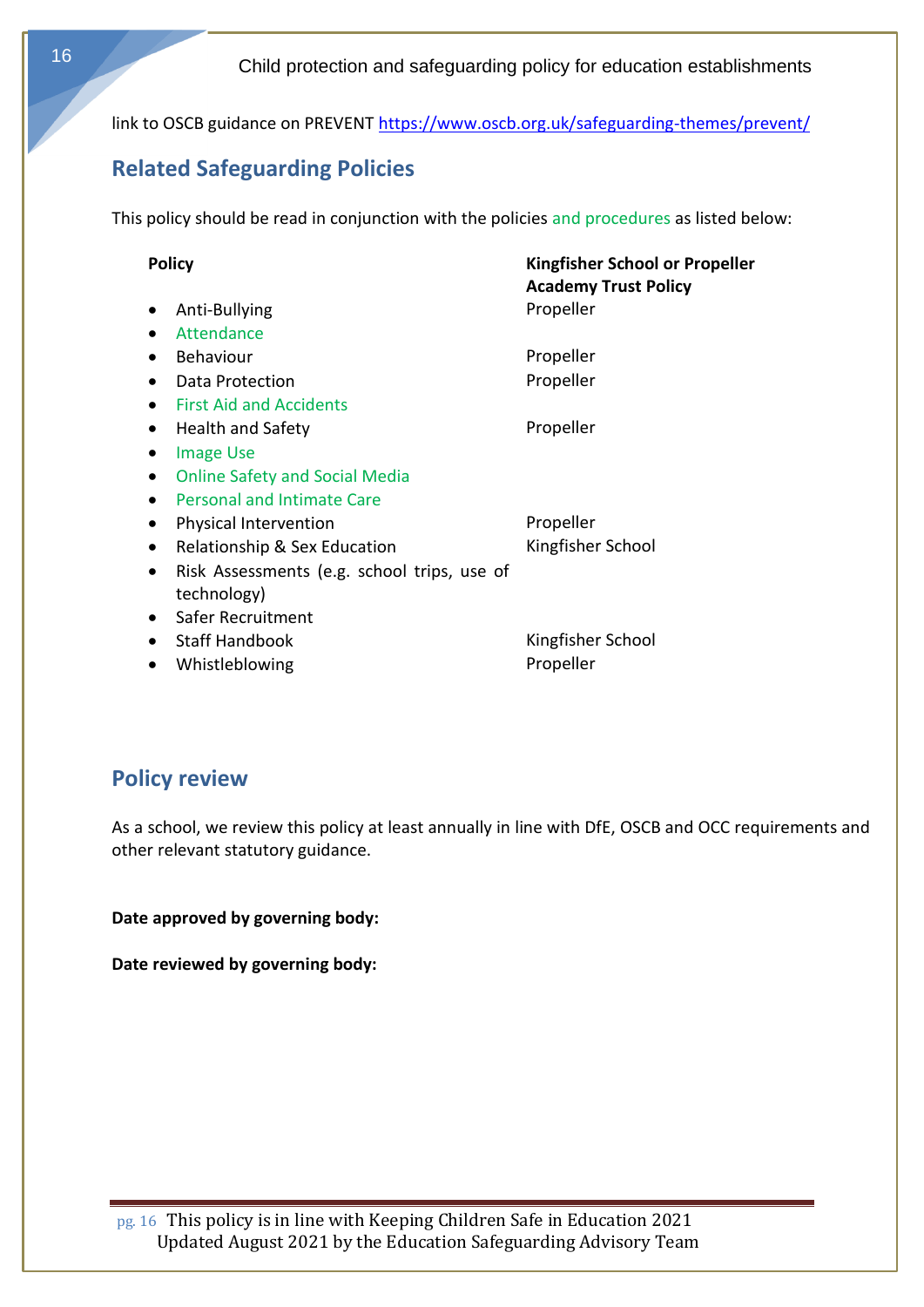link to OSCB guidance on PREVENT https://www.oscb.org.uk/safeguarding-themes/prevent/

## Related Safeguarding Policies

This policy should be read in conjunction with the policies and procedures as listed below:

| Policy | Kingfisher School or Propeller Academy Trust Policy |
|---|---|
| • Anti-Bullying | Propeller |
| • Attendance | |
| • Behaviour | Propeller |
| • Data Protection | Propeller |
| • First Aid and Accidents | |
| • Health and Safety | Propeller |
| • Image Use | |
| • Online Safety and Social Media | |
| • Personal and Intimate Care | |
| • Physical Intervention | Propeller |
| • Relationship & Sex Education | Kingfisher School |
| • Risk Assessments (e.g. school trips, use of technology) | |
| • Safer Recruitment | |
| • Staff Handbook | Kingfisher School |
| • Whistleblowing | Propeller |

## Policy review

As a school, we review this policy at least annually in line with DfE, OSCB and OCC requirements and other relevant statutory guidance.

**Date approved by governing body:**

**Date reviewed by governing body:**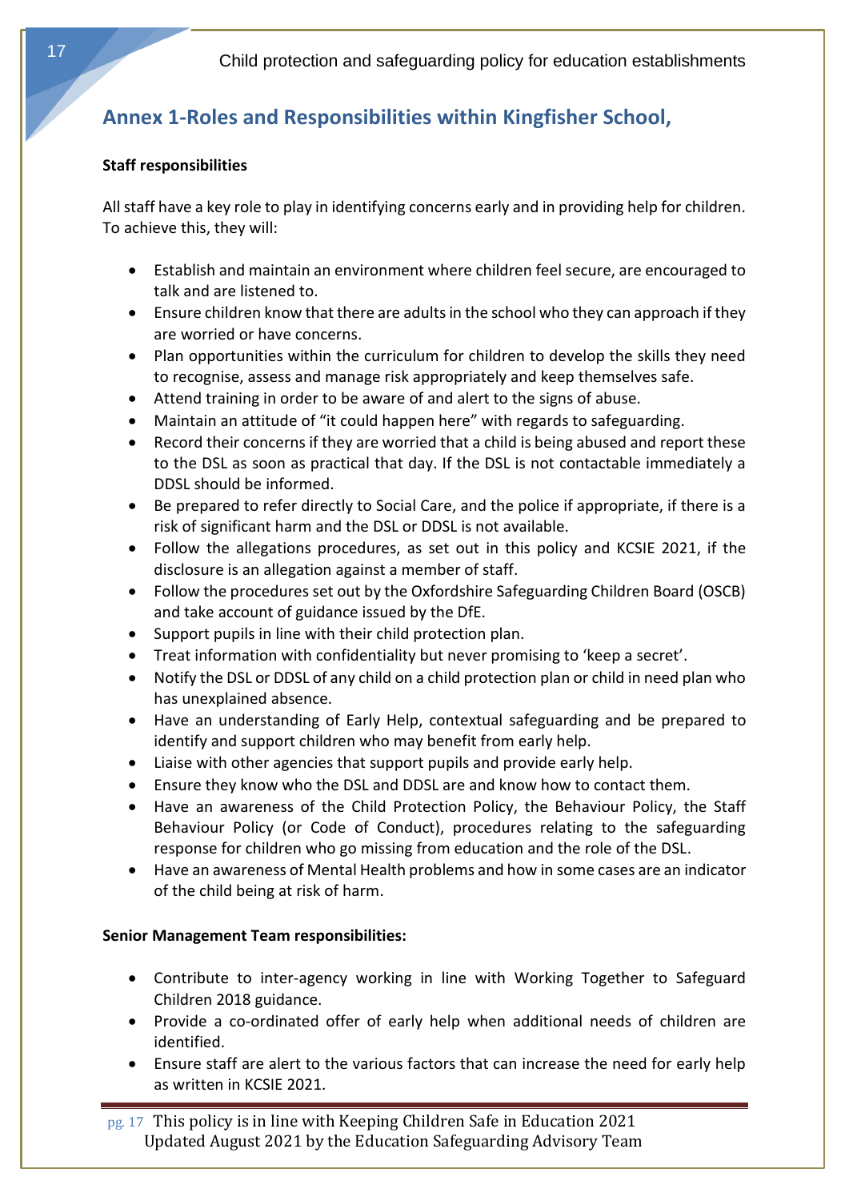## Annex 1-Roles and Responsibilities within Kingfisher School,

**Staff responsibilities**

All staff have a key role to play in identifying concerns early and in providing help for children. To achieve this, they will:

- Establish and maintain an environment where children feel secure, are encouraged to talk and are listened to.
- Ensure children know that there are adults in the school who they can approach if they are worried or have concerns.
- Plan opportunities within the curriculum for children to develop the skills they need to recognise, assess and manage risk appropriately and keep themselves safe.
- Attend training in order to be aware of and alert to the signs of abuse.
- Maintain an attitude of "it could happen here" with regards to safeguarding.
- Record their concerns if they are worried that a child is being abused and report these to the DSL as soon as practical that day. If the DSL is not contactable immediately a DDSL should be informed.
- Be prepared to refer directly to Social Care, and the police if appropriate, if there is a risk of significant harm and the DSL or DDSL is not available.
- Follow the allegations procedures, as set out in this policy and KCSIE 2021, if the disclosure is an allegation against a member of staff.
- Follow the procedures set out by the Oxfordshire Safeguarding Children Board (OSCB) and take account of guidance issued by the DfE.
- Support pupils in line with their child protection plan.
- Treat information with confidentiality but never promising to 'keep a secret'.
- Notify the DSL or DDSL of any child on a child protection plan or child in need plan who has unexplained absence.
- Have an understanding of Early Help, contextual safeguarding and be prepared to identify and support children who may benefit from early help.
- Liaise with other agencies that support pupils and provide early help.
- Ensure they know who the DSL and DDSL are and know how to contact them.
- Have an awareness of the Child Protection Policy, the Behaviour Policy, the Staff Behaviour Policy (or Code of Conduct), procedures relating to the safeguarding response for children who go missing from education and the role of the DSL.
- Have an awareness of Mental Health problems and how in some cases are an indicator of the child being at risk of harm.

**Senior Management Team responsibilities:**

- Contribute to inter-agency working in line with Working Together to Safeguard Children 2018 guidance.
- Provide a co-ordinated offer of early help when additional needs of children are identified.
- Ensure staff are alert to the various factors that can increase the need for early help as written in KCSIE 2021.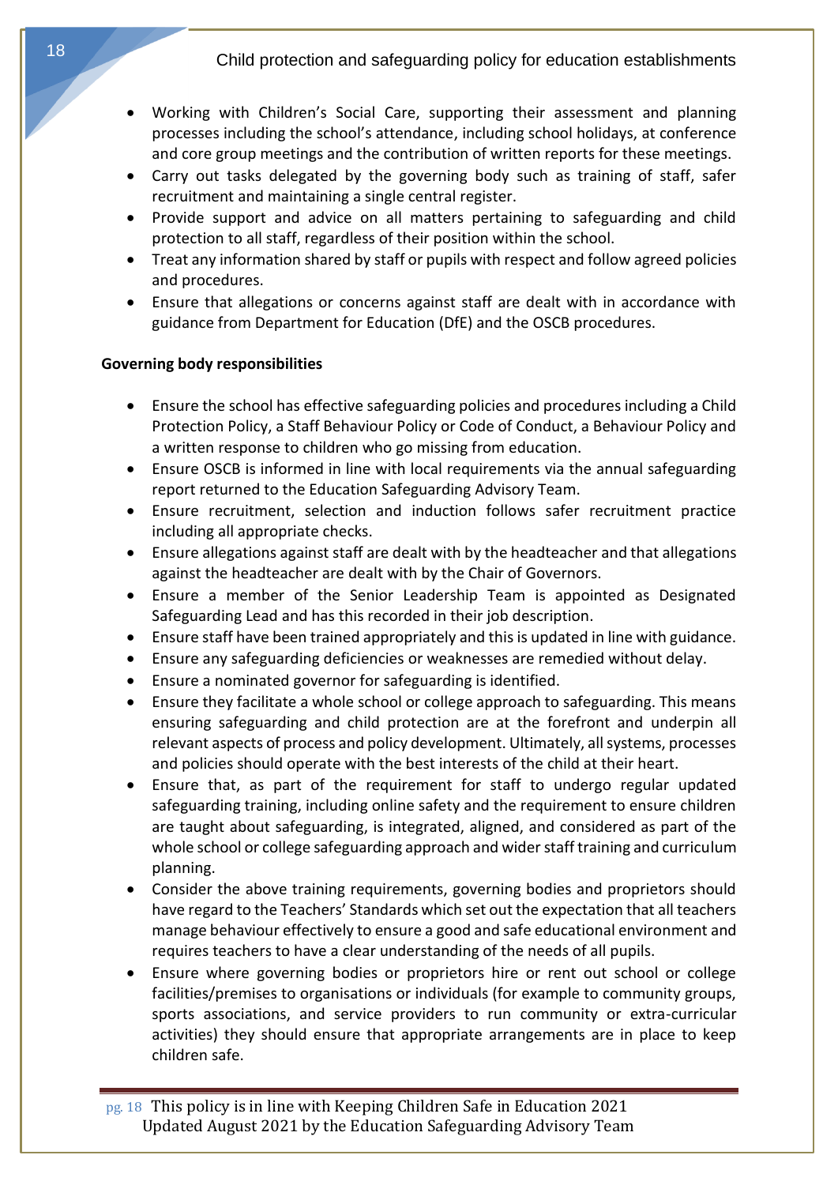- Working with Children's Social Care, supporting their assessment and planning processes including the school's attendance, including school holidays, at conference and core group meetings and the contribution of written reports for these meetings.
- Carry out tasks delegated by the governing body such as training of staff, safer recruitment and maintaining a single central register.
- Provide support and advice on all matters pertaining to safeguarding and child protection to all staff, regardless of their position within the school.
- Treat any information shared by staff or pupils with respect and follow agreed policies and procedures.
- Ensure that allegations or concerns against staff are dealt with in accordance with guidance from Department for Education (DfE) and the OSCB procedures.

**Governing body responsibilities**

- Ensure the school has effective safeguarding policies and procedures including a Child Protection Policy, a Staff Behaviour Policy or Code of Conduct, a Behaviour Policy and a written response to children who go missing from education.
- Ensure OSCB is informed in line with local requirements via the annual safeguarding report returned to the Education Safeguarding Advisory Team.
- Ensure recruitment, selection and induction follows safer recruitment practice including all appropriate checks.
- Ensure allegations against staff are dealt with by the headteacher and that allegations against the headteacher are dealt with by the Chair of Governors.
- Ensure a member of the Senior Leadership Team is appointed as Designated Safeguarding Lead and has this recorded in their job description.
- Ensure staff have been trained appropriately and this is updated in line with guidance.
- Ensure any safeguarding deficiencies or weaknesses are remedied without delay.
- Ensure a nominated governor for safeguarding is identified.
- Ensure they facilitate a whole school or college approach to safeguarding. This means ensuring safeguarding and child protection are at the forefront and underpin all relevant aspects of process and policy development. Ultimately, all systems, processes and policies should operate with the best interests of the child at their heart.
- Ensure that, as part of the requirement for staff to undergo regular updated safeguarding training, including online safety and the requirement to ensure children are taught about safeguarding, is integrated, aligned, and considered as part of the whole school or college safeguarding approach and wider staff training and curriculum planning.
- Consider the above training requirements, governing bodies and proprietors should have regard to the Teachers' Standards which set out the expectation that all teachers manage behaviour effectively to ensure a good and safe educational environment and requires teachers to have a clear understanding of the needs of all pupils.
- Ensure where governing bodies or proprietors hire or rent out school or college facilities/premises to organisations or individuals (for example to community groups, sports associations, and service providers to run community or extra-curricular activities) they should ensure that appropriate arrangements are in place to keep children safe.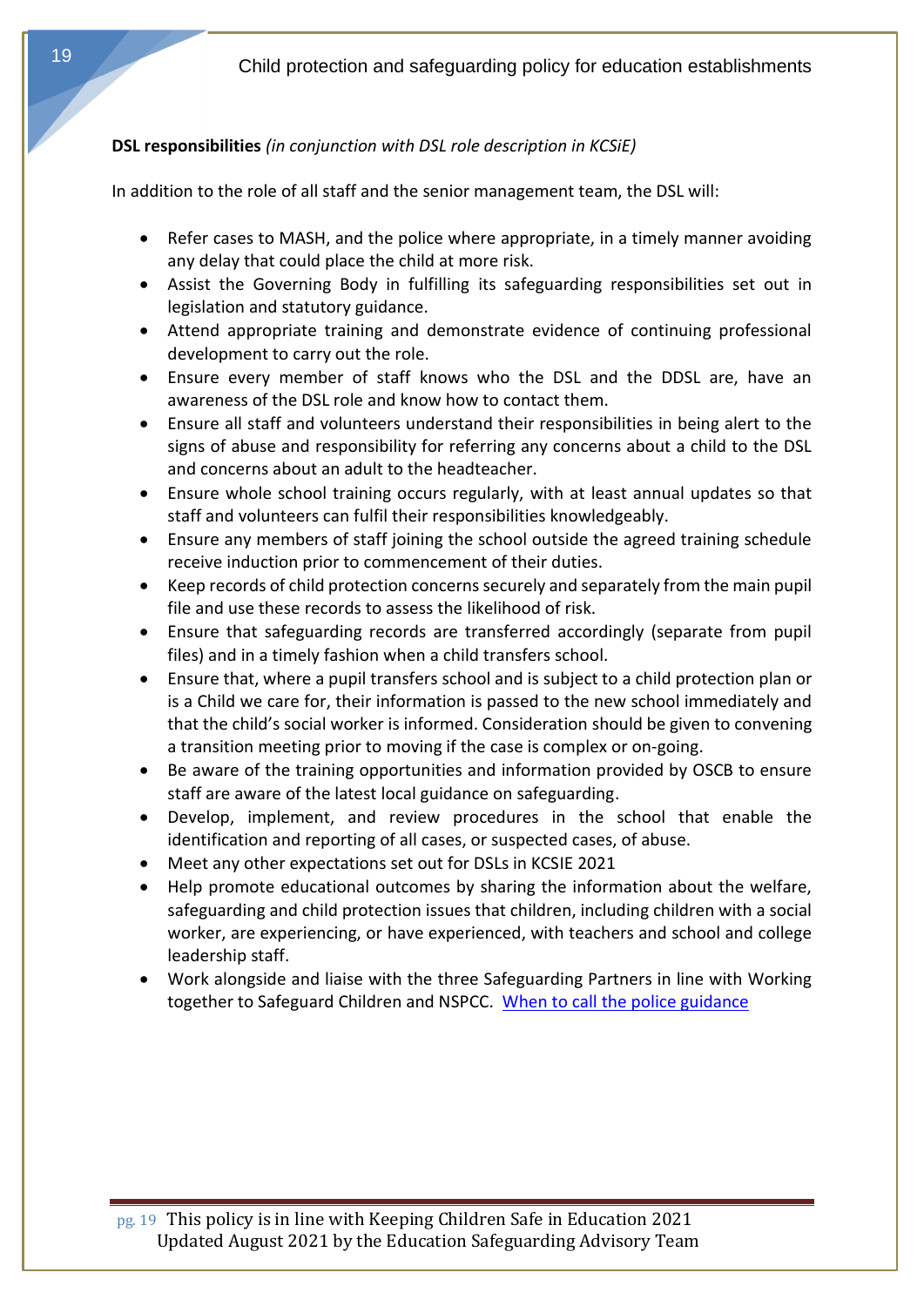**DSL responsibilities** *(in conjunction with DSL role description in KCSiE)*

In addition to the role of all staff and the senior management team, the DSL will:

- Refer cases to MASH, and the police where appropriate, in a timely manner avoiding any delay that could place the child at more risk.
- Assist the Governing Body in fulfilling its safeguarding responsibilities set out in legislation and statutory guidance.
- Attend appropriate training and demonstrate evidence of continuing professional development to carry out the role.
- Ensure every member of staff knows who the DSL and the DDSL are, have an awareness of the DSL role and know how to contact them.
- Ensure all staff and volunteers understand their responsibilities in being alert to the signs of abuse and responsibility for referring any concerns about a child to the DSL and concerns about an adult to the headteacher.
- Ensure whole school training occurs regularly, with at least annual updates so that staff and volunteers can fulfil their responsibilities knowledgeably.
- Ensure any members of staff joining the school outside the agreed training schedule receive induction prior to commencement of their duties.
- Keep records of child protection concerns securely and separately from the main pupil file and use these records to assess the likelihood of risk.
- Ensure that safeguarding records are transferred accordingly (separate from pupil files) and in a timely fashion when a child transfers school.
- Ensure that, where a pupil transfers school and is subject to a child protection plan or is a Child we care for, their information is passed to the new school immediately and that the child's social worker is informed. Consideration should be given to convening a transition meeting prior to moving if the case is complex or on-going.
- Be aware of the training opportunities and information provided by OSCB to ensure staff are aware of the latest local guidance on safeguarding.
- Develop, implement, and review procedures in the school that enable the identification and reporting of all cases, or suspected cases, of abuse.
- Meet any other expectations set out for DSLs in KCSIE 2021
- Help promote educational outcomes by sharing the information about the welfare, safeguarding and child protection issues that children, including children with a social worker, are experiencing, or have experienced, with teachers and school and college leadership staff.
- Work alongside and liaise with the three Safeguarding Partners in line with Working together to Safeguard Children and NSPCC. [When to call the police guidance]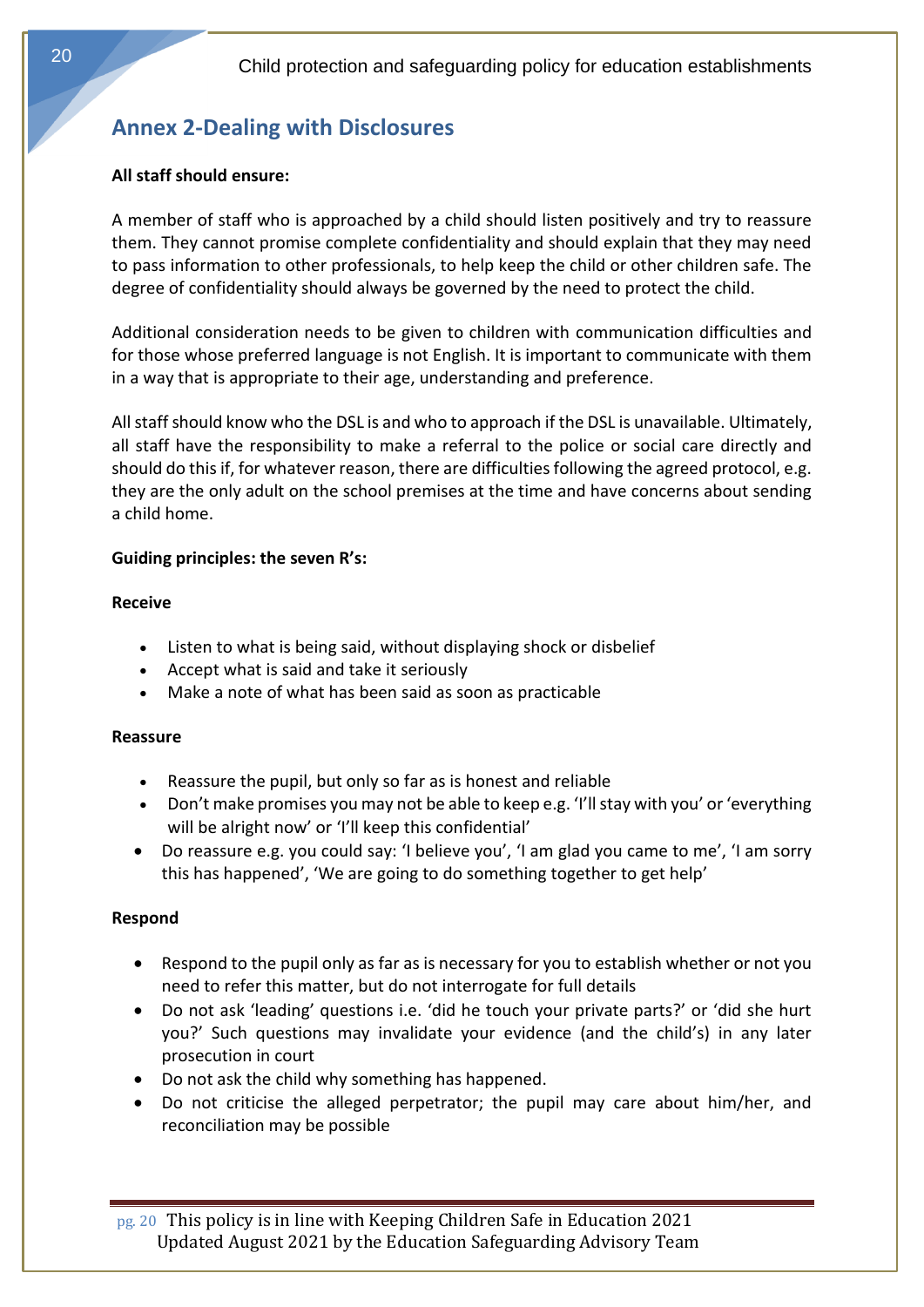## Annex 2-Dealing with Disclosures

**All staff should ensure:**

A member of staff who is approached by a child should listen positively and try to reassure them. They cannot promise complete confidentiality and should explain that they may need to pass information to other professionals, to help keep the child or other children safe. The degree of confidentiality should always be governed by the need to protect the child.

Additional consideration needs to be given to children with communication difficulties and for those whose preferred language is not English. It is important to communicate with them in a way that is appropriate to their age, understanding and preference.

All staff should know who the DSL is and who to approach if the DSL is unavailable. Ultimately, all staff have the responsibility to make a referral to the police or social care directly and should do this if, for whatever reason, there are difficulties following the agreed protocol, e.g. they are the only adult on the school premises at the time and have concerns about sending a child home.

**Guiding principles: the seven R's:**

**Receive**

- Listen to what is being said, without displaying shock or disbelief
- Accept what is said and take it seriously
- Make a note of what has been said as soon as practicable

**Reassure**

- Reassure the pupil, but only so far as is honest and reliable
- Don't make promises you may not be able to keep e.g. 'I'll stay with you' or 'everything will be alright now' or 'I'll keep this confidential'
- Do reassure e.g. you could say: 'I believe you', 'I am glad you came to me', 'I am sorry this has happened', 'We are going to do something together to get help'

**Respond**

- Respond to the pupil only as far as is necessary for you to establish whether or not you need to refer this matter, but do not interrogate for full details
- Do not ask 'leading' questions i.e. 'did he touch your private parts?' or 'did she hurt you?' Such questions may invalidate your evidence (and the child's) in any later prosecution in court
- Do not ask the child why something has happened.
- Do not criticise the alleged perpetrator; the pupil may care about him/her, and reconciliation may be possible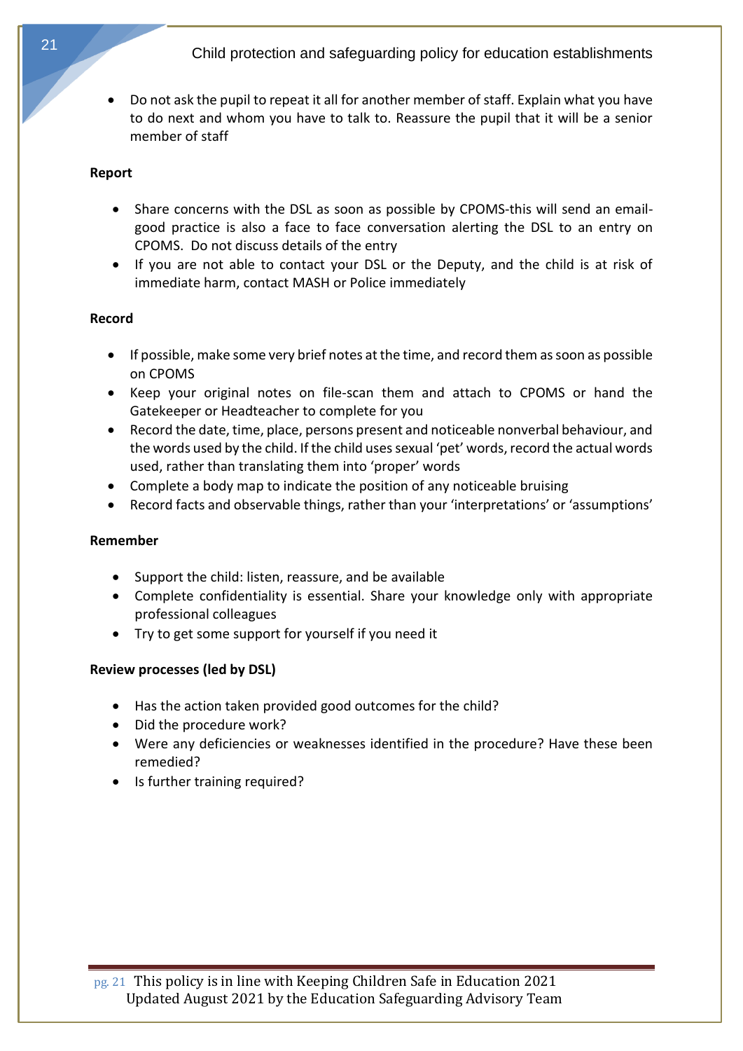- Do not ask the pupil to repeat it all for another member of staff. Explain what you have to do next and whom you have to talk to. Reassure the pupil that it will be a senior member of staff

**Report**

- Share concerns with the DSL as soon as possible by CPOMS-this will send an email-good practice is also a face to face conversation alerting the DSL to an entry on CPOMS. Do not discuss details of the entry
- If you are not able to contact your DSL or the Deputy, and the child is at risk of immediate harm, contact MASH or Police immediately

**Record**

- If possible, make some very brief notes at the time, and record them as soon as possible on CPOMS
- Keep your original notes on file-scan them and attach to CPOMS or hand the Gatekeeper or Headteacher to complete for you
- Record the date, time, place, persons present and noticeable nonverbal behaviour, and the words used by the child. If the child uses sexual 'pet' words, record the actual words used, rather than translating them into 'proper' words
- Complete a body map to indicate the position of any noticeable bruising
- Record facts and observable things, rather than your 'interpretations' or 'assumptions'

**Remember**

- Support the child: listen, reassure, and be available
- Complete confidentiality is essential. Share your knowledge only with appropriate professional colleagues
- Try to get some support for yourself if you need it

**Review processes (led by DSL)**

- Has the action taken provided good outcomes for the child?
- Did the procedure work?
- Were any deficiencies or weaknesses identified in the procedure? Have these been remedied?
- Is further training required?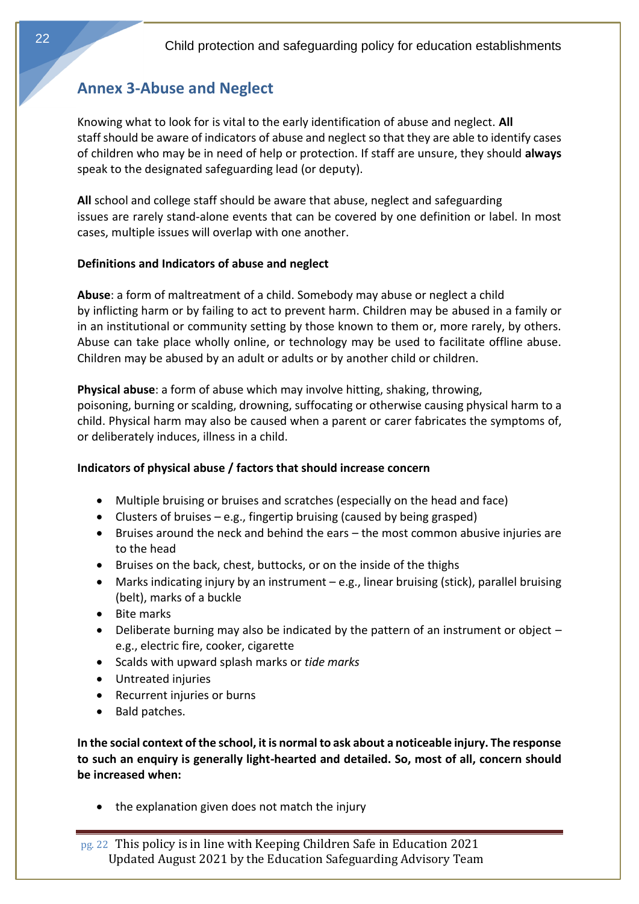## Annex 3-Abuse and Neglect

Knowing what to look for is vital to the early identification of abuse and neglect. **All** staff should be aware of indicators of abuse and neglect so that they are able to identify cases of children who may be in need of help or protection. If staff are unsure, they should **always** speak to the designated safeguarding lead (or deputy).

**All** school and college staff should be aware that abuse, neglect and safeguarding issues are rarely stand-alone events that can be covered by one definition or label. In most cases, multiple issues will overlap with one another.

**Definitions and Indicators of abuse and neglect**

**Abuse**: a form of maltreatment of a child. Somebody may abuse or neglect a child by inflicting harm or by failing to act to prevent harm. Children may be abused in a family or in an institutional or community setting by those known to them or, more rarely, by others. Abuse can take place wholly online, or technology may be used to facilitate offline abuse. Children may be abused by an adult or adults or by another child or children.

**Physical abuse**: a form of abuse which may involve hitting, shaking, throwing, poisoning, burning or scalding, drowning, suffocating or otherwise causing physical harm to a child. Physical harm may also be caused when a parent or carer fabricates the symptoms of, or deliberately induces, illness in a child.

**Indicators of physical abuse / factors that should increase concern**

- Multiple bruising or bruises and scratches (especially on the head and face)
- Clusters of bruises – e.g., fingertip bruising (caused by being grasped)
- Bruises around the neck and behind the ears – the most common abusive injuries are to the head
- Bruises on the back, chest, buttocks, or on the inside of the thighs
- Marks indicating injury by an instrument – e.g., linear bruising (stick), parallel bruising (belt), marks of a buckle
- Bite marks
- Deliberate burning may also be indicated by the pattern of an instrument or object – e.g., electric fire, cooker, cigarette
- Scalds with upward splash marks or *tide marks*
- Untreated injuries
- Recurrent injuries or burns
- Bald patches.

**In the social context of the school, it is normal to ask about a noticeable injury. The response to such an enquiry is generally light-hearted and detailed. So, most of all, concern should be increased when:**

- the explanation given does not match the injury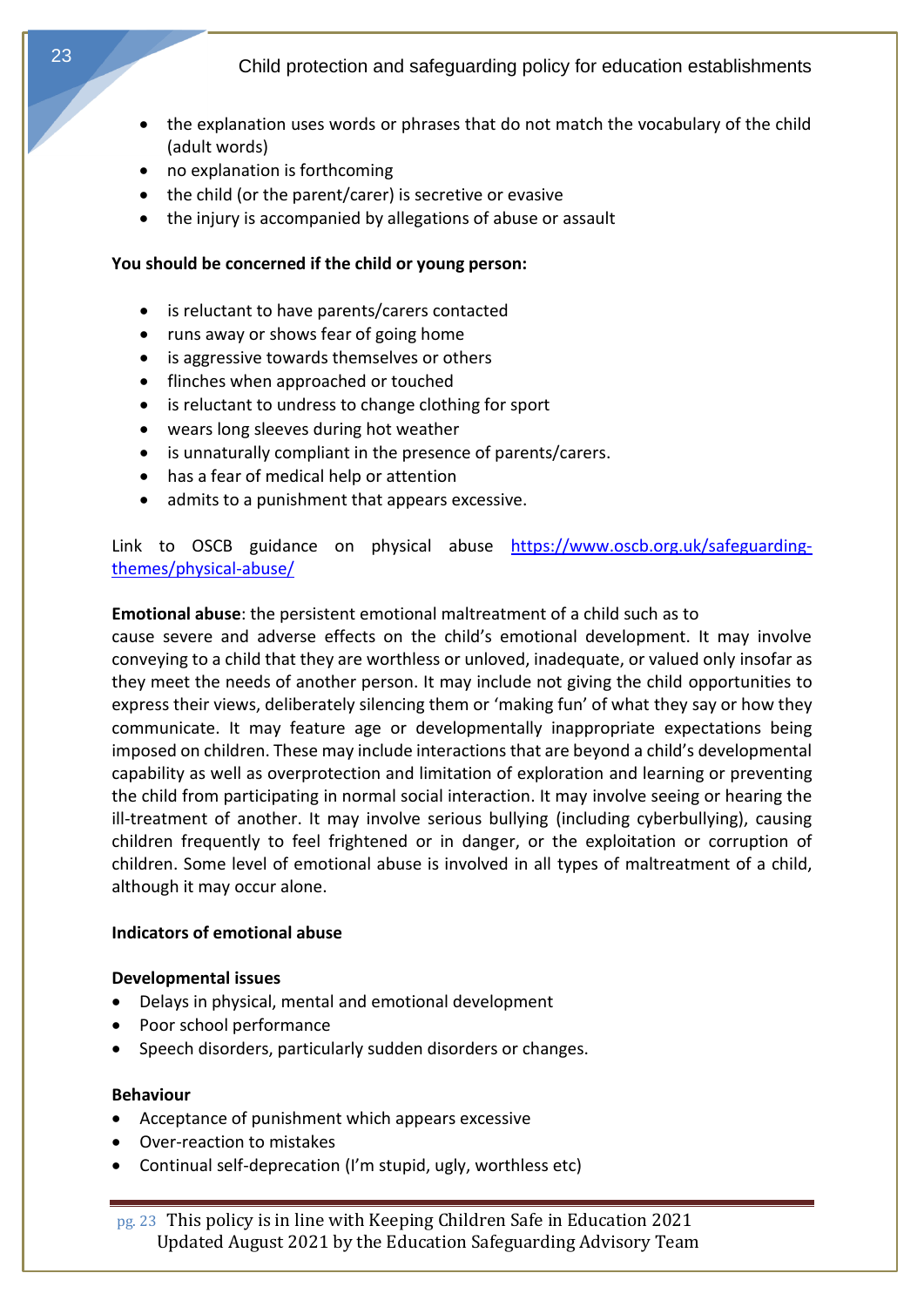- the explanation uses words or phrases that do not match the vocabulary of the child (adult words)
- no explanation is forthcoming
- the child (or the parent/carer) is secretive or evasive
- the injury is accompanied by allegations of abuse or assault

**You should be concerned if the child or young person:**

- is reluctant to have parents/carers contacted
- runs away or shows fear of going home
- is aggressive towards themselves or others
- flinches when approached or touched
- is reluctant to undress to change clothing for sport
- wears long sleeves during hot weather
- is unnaturally compliant in the presence of parents/carers.
- has a fear of medical help or attention
- admits to a punishment that appears excessive.

Link to OSCB guidance on physical abuse [https://www.oscb.org.uk/safeguarding-themes/physical-abuse/](https://www.oscb.org.uk/safeguarding-themes/physical-abuse/)

**Emotional abuse**: the persistent emotional maltreatment of a child such as to cause severe and adverse effects on the child's emotional development. It may involve conveying to a child that they are worthless or unloved, inadequate, or valued only insofar as they meet the needs of another person. It may include not giving the child opportunities to express their views, deliberately silencing them or 'making fun' of what they say or how they communicate. It may feature age or developmentally inappropriate expectations being imposed on children. These may include interactions that are beyond a child's developmental capability as well as overprotection and limitation of exploration and learning or preventing the child from participating in normal social interaction. It may involve seeing or hearing the ill-treatment of another. It may involve serious bullying (including cyberbullying), causing children frequently to feel frightened or in danger, or the exploitation or corruption of children. Some level of emotional abuse is involved in all types of maltreatment of a child, although it may occur alone.

**Indicators of emotional abuse**

**Developmental issues**

- Delays in physical, mental and emotional development
- Poor school performance
- Speech disorders, particularly sudden disorders or changes.

**Behaviour**

- Acceptance of punishment which appears excessive
- Over-reaction to mistakes
- Continual self-deprecation (I'm stupid, ugly, worthless etc)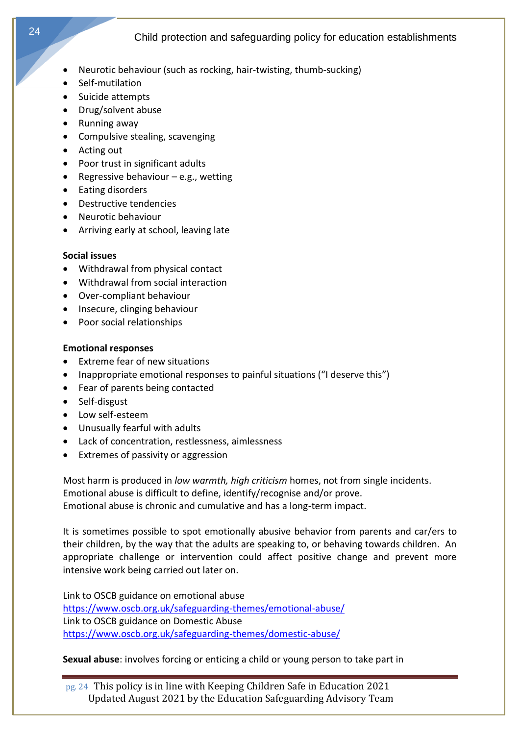- Neurotic behaviour (such as rocking, hair-twisting, thumb-sucking)
- Self-mutilation
- Suicide attempts
- Drug/solvent abuse
- Running away
- Compulsive stealing, scavenging
- Acting out
- Poor trust in significant adults
- Regressive behaviour – e.g., wetting
- Eating disorders
- Destructive tendencies
- Neurotic behaviour
- Arriving early at school, leaving late

**Social issues**

- Withdrawal from physical contact
- Withdrawal from social interaction
- Over-compliant behaviour
- Insecure, clinging behaviour
- Poor social relationships

**Emotional responses**

- Extreme fear of new situations
- Inappropriate emotional responses to painful situations ("I deserve this")
- Fear of parents being contacted
- Self-disgust
- Low self-esteem
- Unusually fearful with adults
- Lack of concentration, restlessness, aimlessness
- Extremes of passivity or aggression

Most harm is produced in *low warmth, high criticism* homes, not from single incidents.
Emotional abuse is difficult to define, identify/recognise and/or prove.
Emotional abuse is chronic and cumulative and has a long-term impact.

It is sometimes possible to spot emotionally abusive behavior from parents and car/ers to their children, by the way that the adults are speaking to, or behaving towards children. An appropriate challenge or intervention could affect positive change and prevent more intensive work being carried out later on.

Link to OSCB guidance on emotional abuse
https://www.oscb.org.uk/safeguarding-themes/emotional-abuse/
Link to OSCB guidance on Domestic Abuse
https://www.oscb.org.uk/safeguarding-themes/domestic-abuse/

**Sexual abuse**: involves forcing or enticing a child or young person to take part in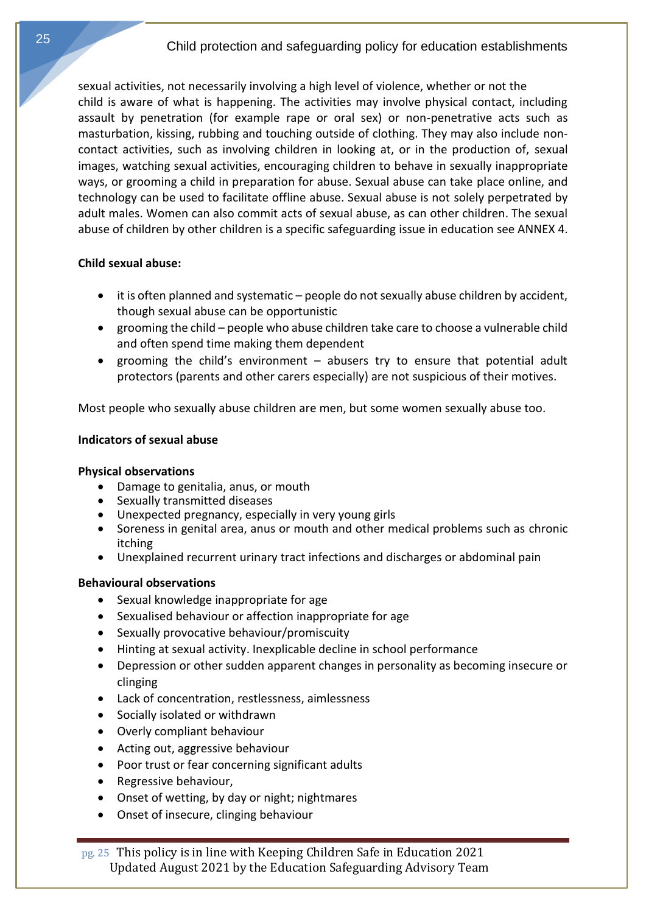sexual activities, not necessarily involving a high level of violence, whether or not the child is aware of what is happening. The activities may involve physical contact, including assault by penetration (for example rape or oral sex) or non-penetrative acts such as masturbation, kissing, rubbing and touching outside of clothing. They may also include non-contact activities, such as involving children in looking at, or in the production of, sexual images, watching sexual activities, encouraging children to behave in sexually inappropriate ways, or grooming a child in preparation for abuse. Sexual abuse can take place online, and technology can be used to facilitate offline abuse. Sexual abuse is not solely perpetrated by adult males. Women can also commit acts of sexual abuse, as can other children. The sexual abuse of children by other children is a specific safeguarding issue in education see ANNEX 4.

**Child sexual abuse:**

- it is often planned and systematic – people do not sexually abuse children by accident, though sexual abuse can be opportunistic
- grooming the child – people who abuse children take care to choose a vulnerable child and often spend time making them dependent
- grooming the child's environment – abusers try to ensure that potential adult protectors (parents and other carers especially) are not suspicious of their motives.

Most people who sexually abuse children are men, but some women sexually abuse too.

**Indicators of sexual abuse**

**Physical observations**

- Damage to genitalia, anus, or mouth
- Sexually transmitted diseases
- Unexpected pregnancy, especially in very young girls
- Soreness in genital area, anus or mouth and other medical problems such as chronic itching
- Unexplained recurrent urinary tract infections and discharges or abdominal pain

**Behavioural observations**

- Sexual knowledge inappropriate for age
- Sexualised behaviour or affection inappropriate for age
- Sexually provocative behaviour/promiscuity
- Hinting at sexual activity. Inexplicable decline in school performance
- Depression or other sudden apparent changes in personality as becoming insecure or clinging
- Lack of concentration, restlessness, aimlessness
- Socially isolated or withdrawn
- Overly compliant behaviour
- Acting out, aggressive behaviour
- Poor trust or fear concerning significant adults
- Regressive behaviour,
- Onset of wetting, by day or night; nightmares
- Onset of insecure, clinging behaviour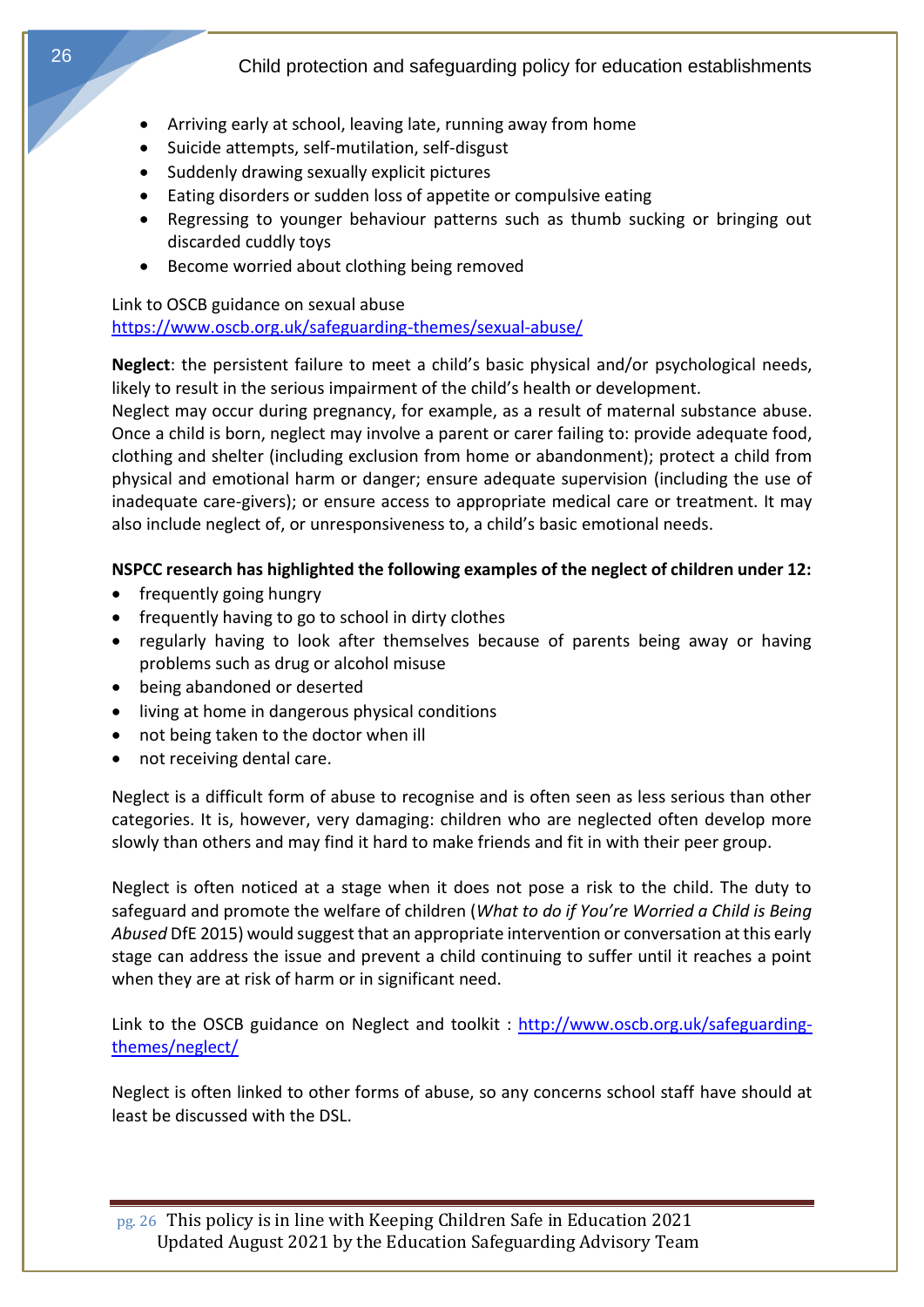- Arriving early at school, leaving late, running away from home
- Suicide attempts, self-mutilation, self-disgust
- Suddenly drawing sexually explicit pictures
- Eating disorders or sudden loss of appetite or compulsive eating
- Regressing to younger behaviour patterns such as thumb sucking or bringing out discarded cuddly toys
- Become worried about clothing being removed

Link to OSCB guidance on sexual abuse
https://www.oscb.org.uk/safeguarding-themes/sexual-abuse/

**Neglect**: the persistent failure to meet a child's basic physical and/or psychological needs, likely to result in the serious impairment of the child's health or development.
Neglect may occur during pregnancy, for example, as a result of maternal substance abuse. Once a child is born, neglect may involve a parent or carer failing to: provide adequate food, clothing and shelter (including exclusion from home or abandonment); protect a child from physical and emotional harm or danger; ensure adequate supervision (including the use of inadequate care-givers); or ensure access to appropriate medical care or treatment. It may also include neglect of, or unresponsiveness to, a child's basic emotional needs.

**NSPCC research has highlighted the following examples of the neglect of children under 12:**

- frequently going hungry
- frequently having to go to school in dirty clothes
- regularly having to look after themselves because of parents being away or having problems such as drug or alcohol misuse
- being abandoned or deserted
- living at home in dangerous physical conditions
- not being taken to the doctor when ill
- not receiving dental care.

Neglect is a difficult form of abuse to recognise and is often seen as less serious than other categories. It is, however, very damaging: children who are neglected often develop more slowly than others and may find it hard to make friends and fit in with their peer group.

Neglect is often noticed at a stage when it does not pose a risk to the child. The duty to safeguard and promote the welfare of children (*What to do if You're Worried a Child is Being Abused* DfE 2015) would suggest that an appropriate intervention or conversation at this early stage can address the issue and prevent a child continuing to suffer until it reaches a point when they are at risk of harm or in significant need.

Link to the OSCB guidance on Neglect and toolkit : http://www.oscb.org.uk/safeguarding-themes/neglect/

Neglect is often linked to other forms of abuse, so any concerns school staff have should at least be discussed with the DSL.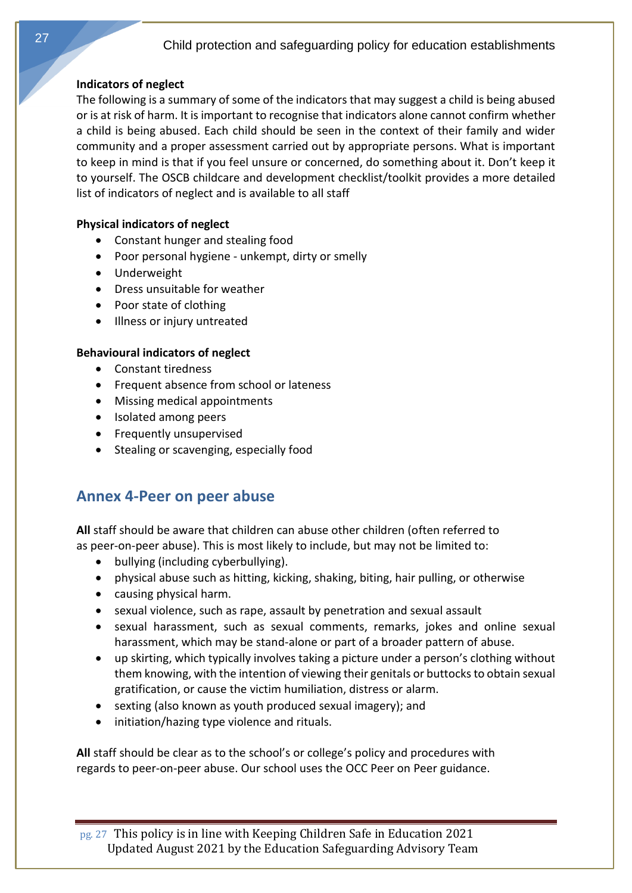**Indicators of neglect**

The following is a summary of some of the indicators that may suggest a child is being abused or is at risk of harm. It is important to recognise that indicators alone cannot confirm whether a child is being abused. Each child should be seen in the context of their family and wider community and a proper assessment carried out by appropriate persons. What is important to keep in mind is that if you feel unsure or concerned, do something about it. Don't keep it to yourself. The OSCB childcare and development checklist/toolkit provides a more detailed list of indicators of neglect and is available to all staff

**Physical indicators of neglect**

- Constant hunger and stealing food
- Poor personal hygiene - unkempt, dirty or smelly
- Underweight
- Dress unsuitable for weather
- Poor state of clothing
- Illness or injury untreated

**Behavioural indicators of neglect**

- Constant tiredness
- Frequent absence from school or lateness
- Missing medical appointments
- Isolated among peers
- Frequently unsupervised
- Stealing or scavenging, especially food

## Annex 4-Peer on peer abuse

**All** staff should be aware that children can abuse other children (often referred to as peer-on-peer abuse). This is most likely to include, but may not be limited to:

- bullying (including cyberbullying).
- physical abuse such as hitting, kicking, shaking, biting, hair pulling, or otherwise
- causing physical harm.
- sexual violence, such as rape, assault by penetration and sexual assault
- sexual harassment, such as sexual comments, remarks, jokes and online sexual harassment, which may be stand-alone or part of a broader pattern of abuse.
- up skirting, which typically involves taking a picture under a person's clothing without them knowing, with the intention of viewing their genitals or buttocks to obtain sexual gratification, or cause the victim humiliation, distress or alarm.
- sexting (also known as youth produced sexual imagery); and
- initiation/hazing type violence and rituals.

**All** staff should be clear as to the school's or college's policy and procedures with regards to peer-on-peer abuse. Our school uses the OCC Peer on Peer guidance.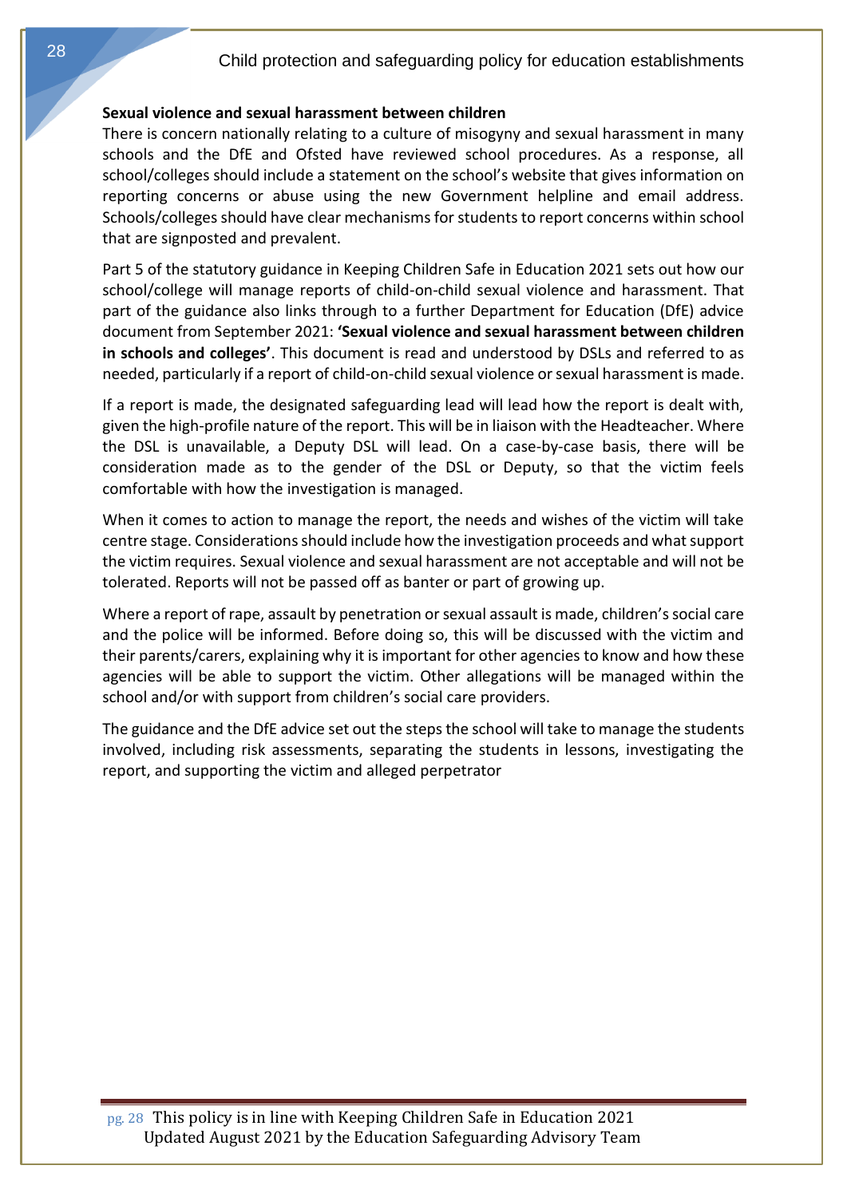**Sexual violence and sexual harassment between children**

There is concern nationally relating to a culture of misogyny and sexual harassment in many schools and the DfE and Ofsted have reviewed school procedures. As a response, all school/colleges should include a statement on the school's website that gives information on reporting concerns or abuse using the new Government helpline and email address. Schools/colleges should have clear mechanisms for students to report concerns within school that are signposted and prevalent.

Part 5 of the statutory guidance in Keeping Children Safe in Education 2021 sets out how our school/college will manage reports of child-on-child sexual violence and harassment. That part of the guidance also links through to a further Department for Education (DfE) advice document from September 2021: **'Sexual violence and sexual harassment between children in schools and colleges'**. This document is read and understood by DSLs and referred to as needed, particularly if a report of child-on-child sexual violence or sexual harassment is made.

If a report is made, the designated safeguarding lead will lead how the report is dealt with, given the high-profile nature of the report. This will be in liaison with the Headteacher. Where the DSL is unavailable, a Deputy DSL will lead. On a case-by-case basis, there will be consideration made as to the gender of the DSL or Deputy, so that the victim feels comfortable with how the investigation is managed.

When it comes to action to manage the report, the needs and wishes of the victim will take centre stage. Considerations should include how the investigation proceeds and what support the victim requires. Sexual violence and sexual harassment are not acceptable and will not be tolerated. Reports will not be passed off as banter or part of growing up.

Where a report of rape, assault by penetration or sexual assault is made, children's social care and the police will be informed. Before doing so, this will be discussed with the victim and their parents/carers, explaining why it is important for other agencies to know and how these agencies will be able to support the victim. Other allegations will be managed within the school and/or with support from children's social care providers.

The guidance and the DfE advice set out the steps the school will take to manage the students involved, including risk assessments, separating the students in lessons, investigating the report, and supporting the victim and alleged perpetrator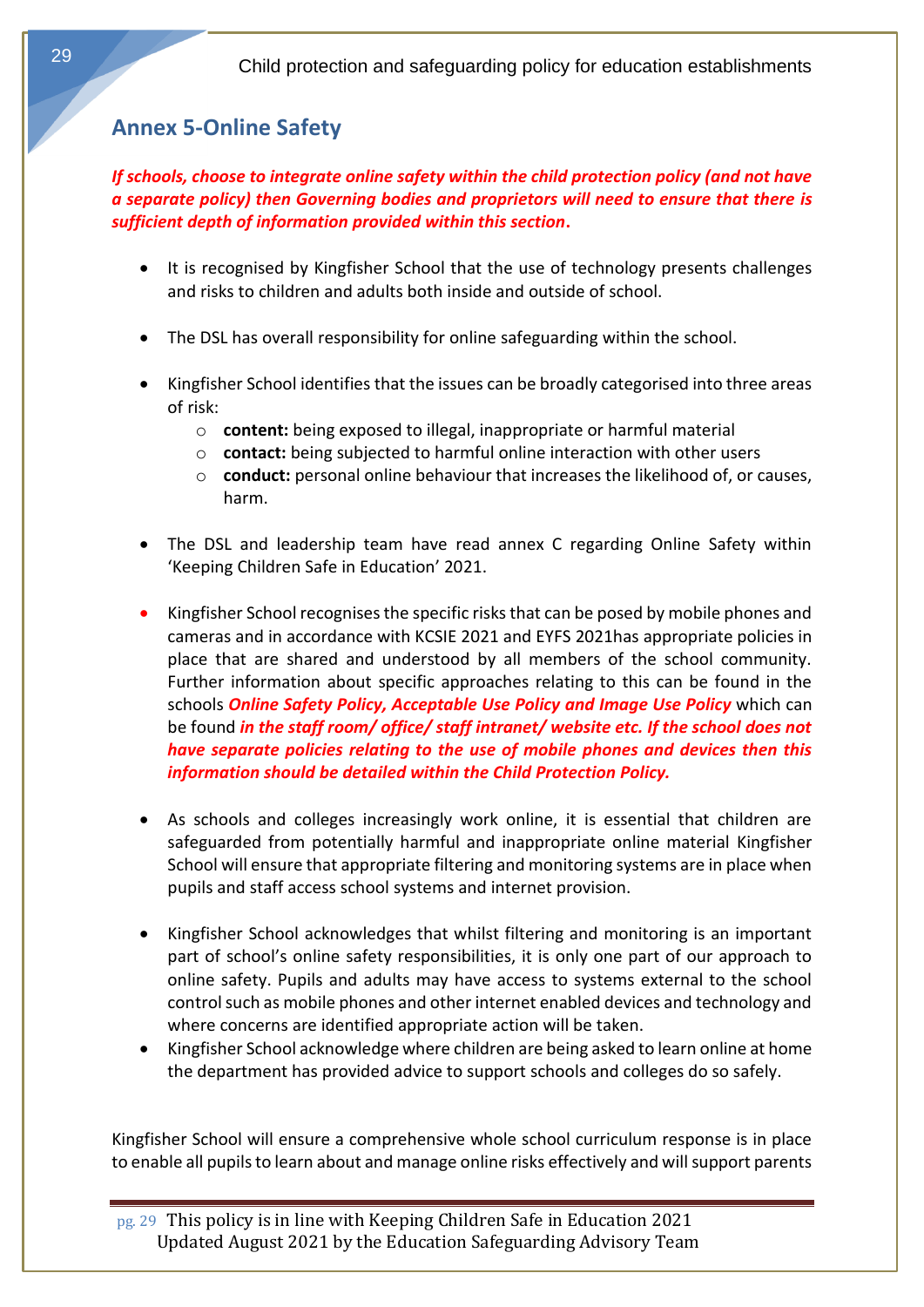## Annex 5-Online Safety

***If schools, choose to integrate online safety within the child protection policy (and not have a separate policy) then Governing bodies and proprietors will need to ensure that there is sufficient depth of information provided within this section.***

- It is recognised by Kingfisher School that the use of technology presents challenges and risks to children and adults both inside and outside of school.
- The DSL has overall responsibility for online safeguarding within the school.
- Kingfisher School identifies that the issues can be broadly categorised into three areas of risk:
  - **content:** being exposed to illegal, inappropriate or harmful material
  - **contact:** being subjected to harmful online interaction with other users
  - **conduct:** personal online behaviour that increases the likelihood of, or causes, harm.
- The DSL and leadership team have read annex C regarding Online Safety within 'Keeping Children Safe in Education' 2021.
- Kingfisher School recognises the specific risks that can be posed by mobile phones and cameras and in accordance with KCSIE 2021 and EYFS 2021has appropriate policies in place that are shared and understood by all members of the school community. Further information about specific approaches relating to this can be found in the schools ***Online Safety Policy, Acceptable Use Policy and Image Use Policy*** which can be found ***in the staff room/ office/ staff intranet/ website etc. If the school does not have separate policies relating to the use of mobile phones and devices then this information should be detailed within the Child Protection Policy.***
- As schools and colleges increasingly work online, it is essential that children are safeguarded from potentially harmful and inappropriate online material Kingfisher School will ensure that appropriate filtering and monitoring systems are in place when pupils and staff access school systems and internet provision.
- Kingfisher School acknowledges that whilst filtering and monitoring is an important part of school's online safety responsibilities, it is only one part of our approach to online safety. Pupils and adults may have access to systems external to the school control such as mobile phones and other internet enabled devices and technology and where concerns are identified appropriate action will be taken.
- Kingfisher School acknowledge where children are being asked to learn online at home the department has provided advice to support schools and colleges do so safely.

Kingfisher School will ensure a comprehensive whole school curriculum response is in place to enable all pupils to learn about and manage online risks effectively and will support parents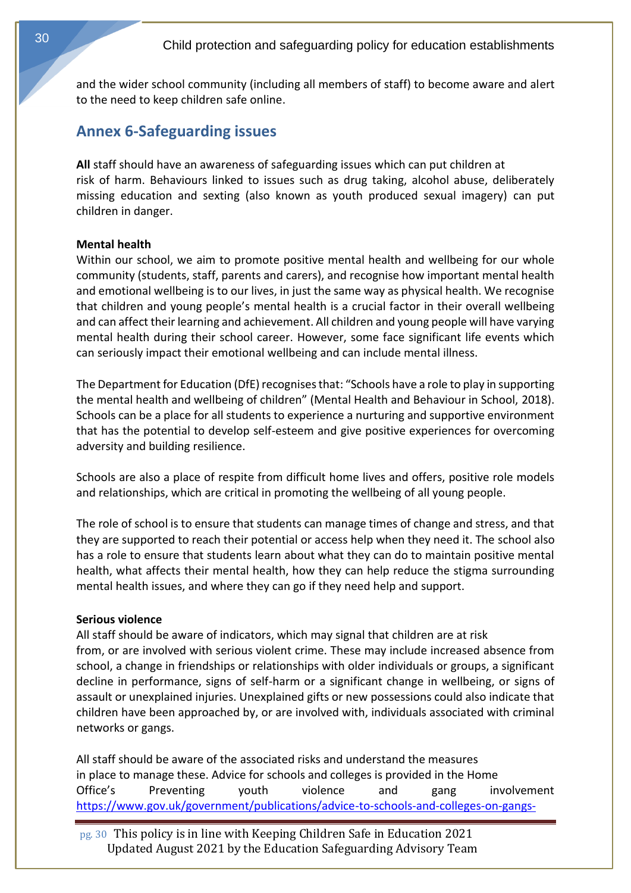and the wider school community (including all members of staff) to become aware and alert to the need to keep children safe online.

## Annex 6-Safeguarding issues

**All** staff should have an awareness of safeguarding issues which can put children at risk of harm. Behaviours linked to issues such as drug taking, alcohol abuse, deliberately missing education and sexting (also known as youth produced sexual imagery) can put children in danger.

**Mental health**

Within our school, we aim to promote positive mental health and wellbeing for our whole community (students, staff, parents and carers), and recognise how important mental health and emotional wellbeing is to our lives, in just the same way as physical health. We recognise that children and young people's mental health is a crucial factor in their overall wellbeing and can affect their learning and achievement. All children and young people will have varying mental health during their school career. However, some face significant life events which can seriously impact their emotional wellbeing and can include mental illness.

The Department for Education (DfE) recognises that: "Schools have a role to play in supporting the mental health and wellbeing of children" (Mental Health and Behaviour in School, 2018). Schools can be a place for all students to experience a nurturing and supportive environment that has the potential to develop self-esteem and give positive experiences for overcoming adversity and building resilience.

Schools are also a place of respite from difficult home lives and offers, positive role models and relationships, which are critical in promoting the wellbeing of all young people.

The role of school is to ensure that students can manage times of change and stress, and that they are supported to reach their potential or access help when they need it. The school also has a role to ensure that students learn about what they can do to maintain positive mental health, what affects their mental health, how they can help reduce the stigma surrounding mental health issues, and where they can go if they need help and support.

**Serious violence**

All staff should be aware of indicators, which may signal that children are at risk from, or are involved with serious violent crime. These may include increased absence from school, a change in friendships or relationships with older individuals or groups, a significant decline in performance, signs of self-harm or a significant change in wellbeing, or signs of assault or unexplained injuries. Unexplained gifts or new possessions could also indicate that children have been approached by, or are involved with, individuals associated with criminal networks or gangs.

All staff should be aware of the associated risks and understand the measures in place to manage these. Advice for schools and colleges is provided in the Home Office's Preventing youth violence and gang involvement https://www.gov.uk/government/publications/advice-to-schools-and-colleges-on-gangs-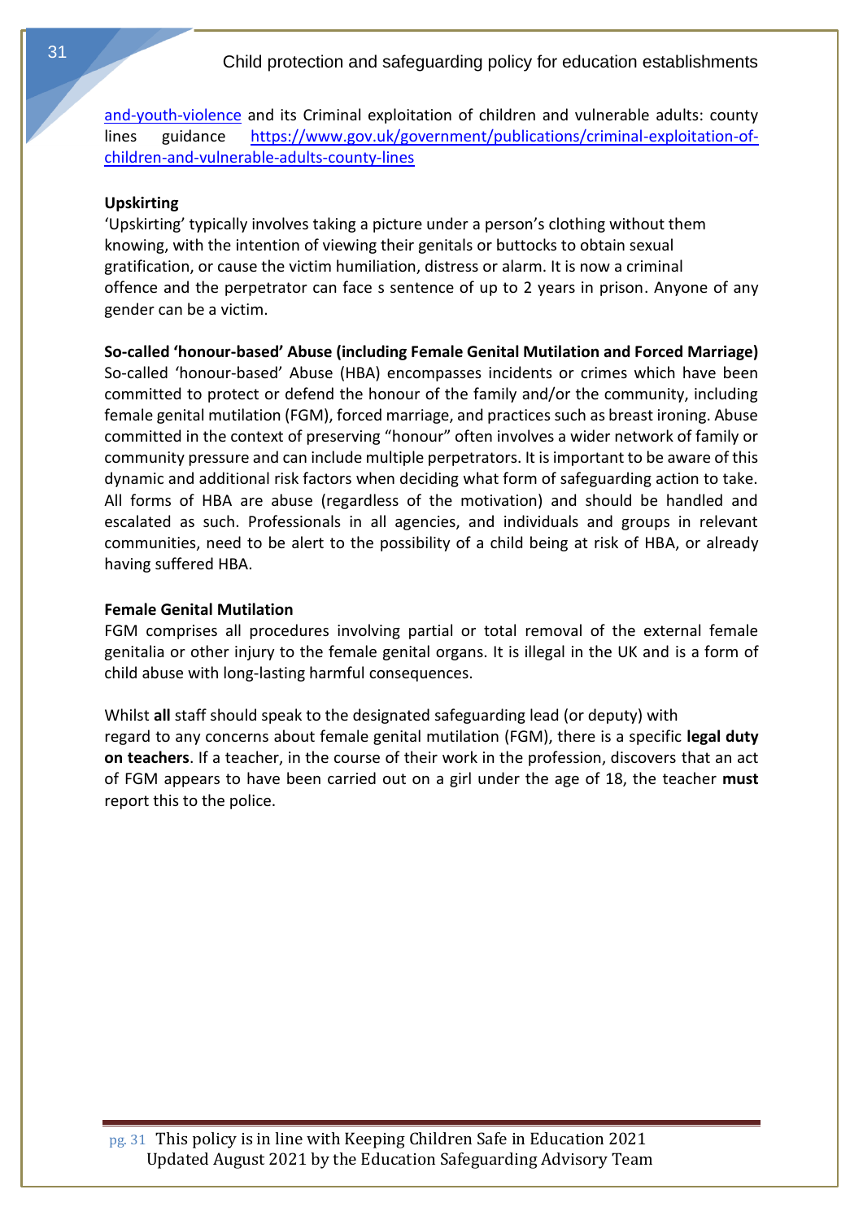[and-youth-violence](and-youth-violence) and its Criminal exploitation of children and vulnerable adults: county lines guidance <https://www.gov.uk/government/publications/criminal-exploitation-of-children-and-vulnerable-adults-county-lines>

**Upskirting**

'Upskirting' typically involves taking a picture under a person's clothing without them knowing, with the intention of viewing their genitals or buttocks to obtain sexual gratification, or cause the victim humiliation, distress or alarm. It is now a criminal offence and the perpetrator can face s sentence of up to 2 years in prison. Anyone of any gender can be a victim.

**So-called 'honour-based' Abuse (including Female Genital Mutilation and Forced Marriage)**

So-called 'honour-based' Abuse (HBA) encompasses incidents or crimes which have been committed to protect or defend the honour of the family and/or the community, including female genital mutilation (FGM), forced marriage, and practices such as breast ironing. Abuse committed in the context of preserving "honour" often involves a wider network of family or community pressure and can include multiple perpetrators. It is important to be aware of this dynamic and additional risk factors when deciding what form of safeguarding action to take. All forms of HBA are abuse (regardless of the motivation) and should be handled and escalated as such. Professionals in all agencies, and individuals and groups in relevant communities, need to be alert to the possibility of a child being at risk of HBA, or already having suffered HBA.

**Female Genital Mutilation**

FGM comprises all procedures involving partial or total removal of the external female genitalia or other injury to the female genital organs. It is illegal in the UK and is a form of child abuse with long-lasting harmful consequences.

Whilst **all** staff should speak to the designated safeguarding lead (or deputy) with regard to any concerns about female genital mutilation (FGM), there is a specific **legal duty on teachers**. If a teacher, in the course of their work in the profession, discovers that an act of FGM appears to have been carried out on a girl under the age of 18, the teacher **must** report this to the police.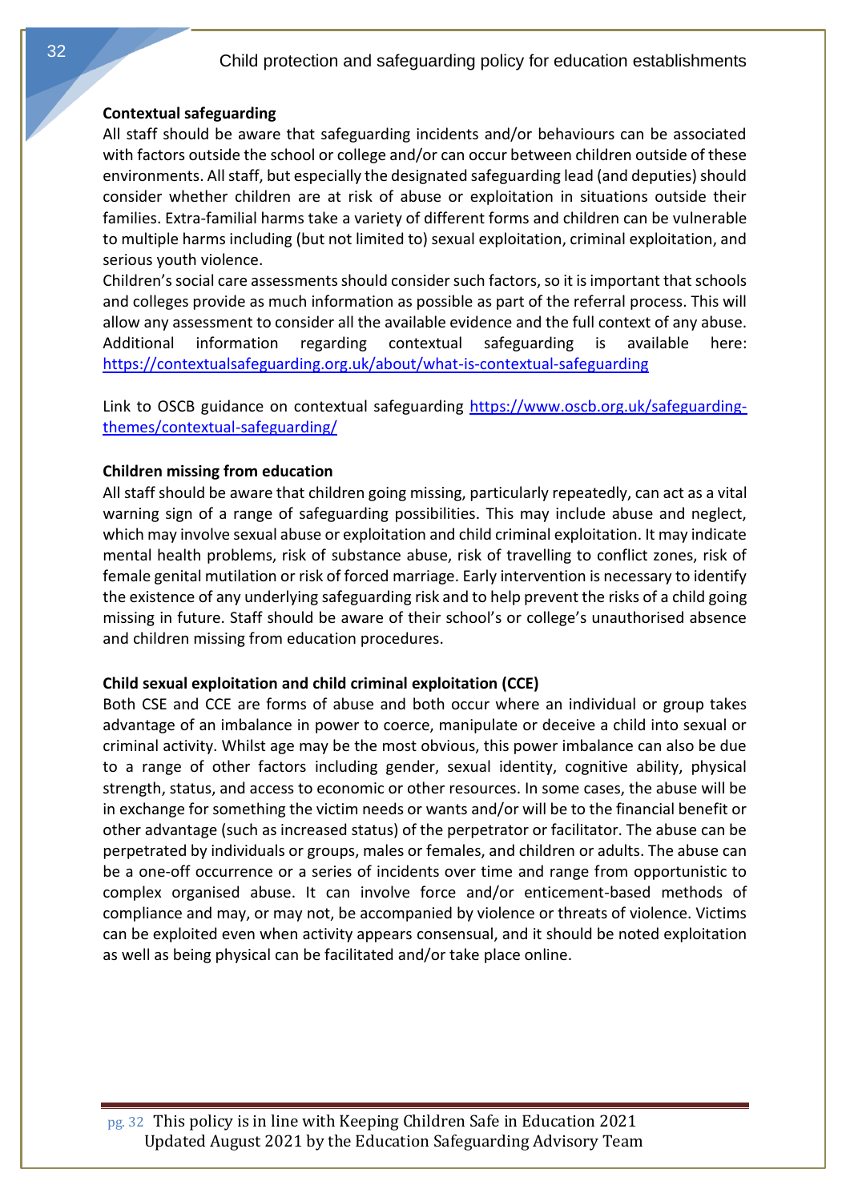### Contextual safeguarding

All staff should be aware that safeguarding incidents and/or behaviours can be associated with factors outside the school or college and/or can occur between children outside of these environments. All staff, but especially the designated safeguarding lead (and deputies) should consider whether children are at risk of abuse or exploitation in situations outside their families. Extra-familial harms take a variety of different forms and children can be vulnerable to multiple harms including (but not limited to) sexual exploitation, criminal exploitation, and serious youth violence.

Children's social care assessments should consider such factors, so it is important that schools and colleges provide as much information as possible as part of the referral process. This will allow any assessment to consider all the available evidence and the full context of any abuse. Additional information regarding contextual safeguarding is available here: https://contextualsafeguarding.org.uk/about/what-is-contextual-safeguarding

Link to OSCB guidance on contextual safeguarding https://www.oscb.org.uk/safeguarding-themes/contextual-safeguarding/

### Children missing from education

All staff should be aware that children going missing, particularly repeatedly, can act as a vital warning sign of a range of safeguarding possibilities. This may include abuse and neglect, which may involve sexual abuse or exploitation and child criminal exploitation. It may indicate mental health problems, risk of substance abuse, risk of travelling to conflict zones, risk of female genital mutilation or risk of forced marriage. Early intervention is necessary to identify the existence of any underlying safeguarding risk and to help prevent the risks of a child going missing in future. Staff should be aware of their school's or college's unauthorised absence and children missing from education procedures.

### Child sexual exploitation and child criminal exploitation (CCE)

Both CSE and CCE are forms of abuse and both occur where an individual or group takes advantage of an imbalance in power to coerce, manipulate or deceive a child into sexual or criminal activity. Whilst age may be the most obvious, this power imbalance can also be due to a range of other factors including gender, sexual identity, cognitive ability, physical strength, status, and access to economic or other resources. In some cases, the abuse will be in exchange for something the victim needs or wants and/or will be to the financial benefit or other advantage (such as increased status) of the perpetrator or facilitator. The abuse can be perpetrated by individuals or groups, males or females, and children or adults. The abuse can be a one-off occurrence or a series of incidents over time and range from opportunistic to complex organised abuse. It can involve force and/or enticement-based methods of compliance and may, or may not, be accompanied by violence or threats of violence. Victims can be exploited even when activity appears consensual, and it should be noted exploitation as well as being physical can be facilitated and/or take place online.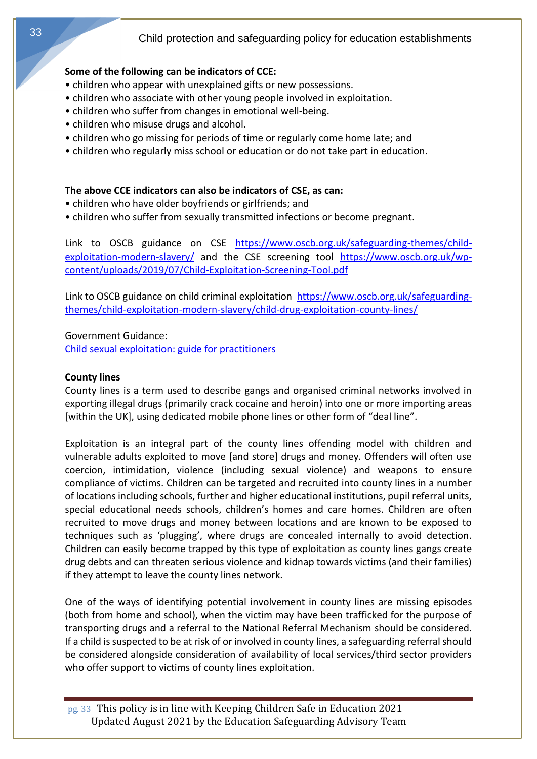**Some of the following can be indicators of CCE:**

- children who appear with unexplained gifts or new possessions.
- children who associate with other young people involved in exploitation.
- children who suffer from changes in emotional well-being.
- children who misuse drugs and alcohol.
- children who go missing for periods of time or regularly come home late; and
- children who regularly miss school or education or do not take part in education.

**The above CCE indicators can also be indicators of CSE, as can:**

- children who have older boyfriends or girlfriends; and
- children who suffer from sexually transmitted infections or become pregnant.

Link to OSCB guidance on CSE https://www.oscb.org.uk/safeguarding-themes/child-exploitation-modern-slavery/ and the CSE screening tool https://www.oscb.org.uk/wp-content/uploads/2019/07/Child-Exploitation-Screening-Tool.pdf

Link to OSCB guidance on child criminal exploitation https://www.oscb.org.uk/safeguarding-themes/child-exploitation-modern-slavery/child-drug-exploitation-county-lines/

Government Guidance:
Child sexual exploitation: guide for practitioners

**County lines**

County lines is a term used to describe gangs and organised criminal networks involved in exporting illegal drugs (primarily crack cocaine and heroin) into one or more importing areas [within the UK], using dedicated mobile phone lines or other form of "deal line".

Exploitation is an integral part of the county lines offending model with children and vulnerable adults exploited to move [and store] drugs and money. Offenders will often use coercion, intimidation, violence (including sexual violence) and weapons to ensure compliance of victims. Children can be targeted and recruited into county lines in a number of locations including schools, further and higher educational institutions, pupil referral units, special educational needs schools, children's homes and care homes. Children are often recruited to move drugs and money between locations and are known to be exposed to techniques such as 'plugging', where drugs are concealed internally to avoid detection. Children can easily become trapped by this type of exploitation as county lines gangs create drug debts and can threaten serious violence and kidnap towards victims (and their families) if they attempt to leave the county lines network.

One of the ways of identifying potential involvement in county lines are missing episodes (both from home and school), when the victim may have been trafficked for the purpose of transporting drugs and a referral to the National Referral Mechanism should be considered. If a child is suspected to be at risk of or involved in county lines, a safeguarding referral should be considered alongside consideration of availability of local services/third sector providers who offer support to victims of county lines exploitation.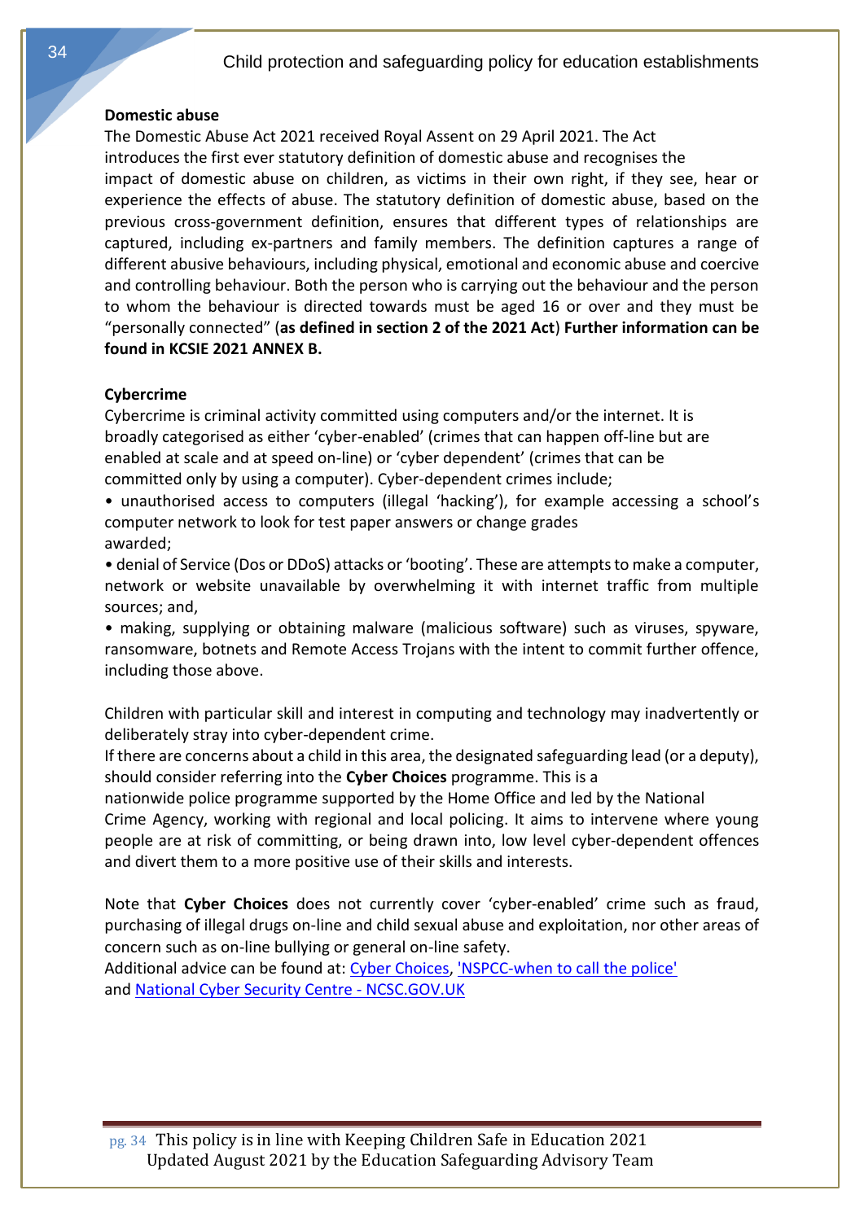**Domestic abuse**

The Domestic Abuse Act 2021 received Royal Assent on 29 April 2021. The Act introduces the first ever statutory definition of domestic abuse and recognises the impact of domestic abuse on children, as victims in their own right, if they see, hear or experience the effects of abuse. The statutory definition of domestic abuse, based on the previous cross-government definition, ensures that different types of relationships are captured, including ex-partners and family members. The definition captures a range of different abusive behaviours, including physical, emotional and economic abuse and coercive and controlling behaviour. Both the person who is carrying out the behaviour and the person to whom the behaviour is directed towards must be aged 16 or over and they must be "personally connected" (**as defined in section 2 of the 2021 Act**) **Further information can be found in KCSIE 2021 ANNEX B.**

**Cybercrime**

Cybercrime is criminal activity committed using computers and/or the internet. It is broadly categorised as either 'cyber-enabled' (crimes that can happen off-line but are enabled at scale and at speed on-line) or 'cyber dependent' (crimes that can be committed only by using a computer). Cyber-dependent crimes include;

- unauthorised access to computers (illegal 'hacking'), for example accessing a school's computer network to look for test paper answers or change grades awarded;
- denial of Service (Dos or DDoS) attacks or 'booting'. These are attempts to make a computer, network or website unavailable by overwhelming it with internet traffic from multiple sources; and,
- making, supplying or obtaining malware (malicious software) such as viruses, spyware, ransomware, botnets and Remote Access Trojans with the intent to commit further offence, including those above.

Children with particular skill and interest in computing and technology may inadvertently or deliberately stray into cyber-dependent crime.
If there are concerns about a child in this area, the designated safeguarding lead (or a deputy), should consider referring into the **Cyber Choices** programme. This is a nationwide police programme supported by the Home Office and led by the National Crime Agency, working with regional and local policing. It aims to intervene where young people are at risk of committing, or being drawn into, low level cyber-dependent offences and divert them to a more positive use of their skills and interests.

Note that **Cyber Choices** does not currently cover 'cyber-enabled' crime such as fraud, purchasing of illegal drugs on-line and child sexual abuse and exploitation, nor other areas of concern such as on-line bullying or general on-line safety.
Additional advice can be found at: Cyber Choices, 'NSPCC-when to call the police' and National Cyber Security Centre - NCSC.GOV.UK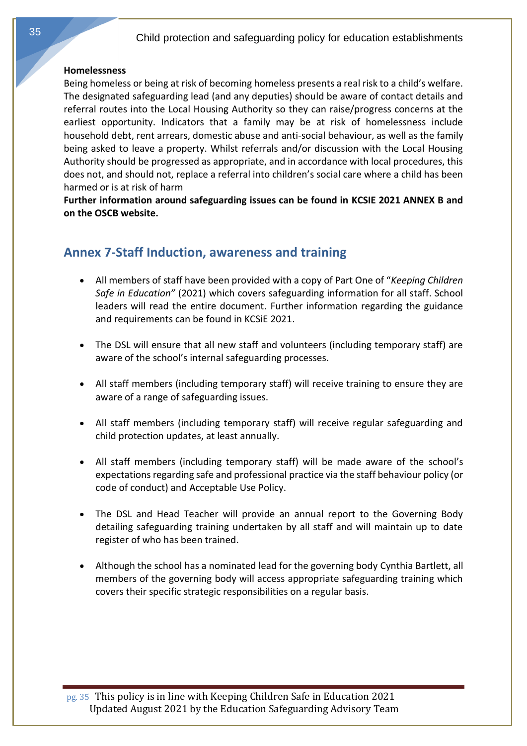**Homelessness**

Being homeless or being at risk of becoming homeless presents a real risk to a child's welfare. The designated safeguarding lead (and any deputies) should be aware of contact details and referral routes into the Local Housing Authority so they can raise/progress concerns at the earliest opportunity. Indicators that a family may be at risk of homelessness include household debt, rent arrears, domestic abuse and anti-social behaviour, as well as the family being asked to leave a property. Whilst referrals and/or discussion with the Local Housing Authority should be progressed as appropriate, and in accordance with local procedures, this does not, and should not, replace a referral into children's social care where a child has been harmed or is at risk of harm

**Further information around safeguarding issues can be found in KCSIE 2021 ANNEX B and on the OSCB website.**

## Annex 7-Staff Induction, awareness and training

- All members of staff have been provided with a copy of Part One of "*Keeping Children Safe in Education"* (2021) which covers safeguarding information for all staff. School leaders will read the entire document. Further information regarding the guidance and requirements can be found in KCSiE 2021.

- The DSL will ensure that all new staff and volunteers (including temporary staff) are aware of the school's internal safeguarding processes.

- All staff members (including temporary staff) will receive training to ensure they are aware of a range of safeguarding issues.

- All staff members (including temporary staff) will receive regular safeguarding and child protection updates, at least annually.

- All staff members (including temporary staff) will be made aware of the school's expectations regarding safe and professional practice via the staff behaviour policy (or code of conduct) and Acceptable Use Policy.

- The DSL and Head Teacher will provide an annual report to the Governing Body detailing safeguarding training undertaken by all staff and will maintain up to date register of who has been trained.

- Although the school has a nominated lead for the governing body Cynthia Bartlett, all members of the governing body will access appropriate safeguarding training which covers their specific strategic responsibilities on a regular basis.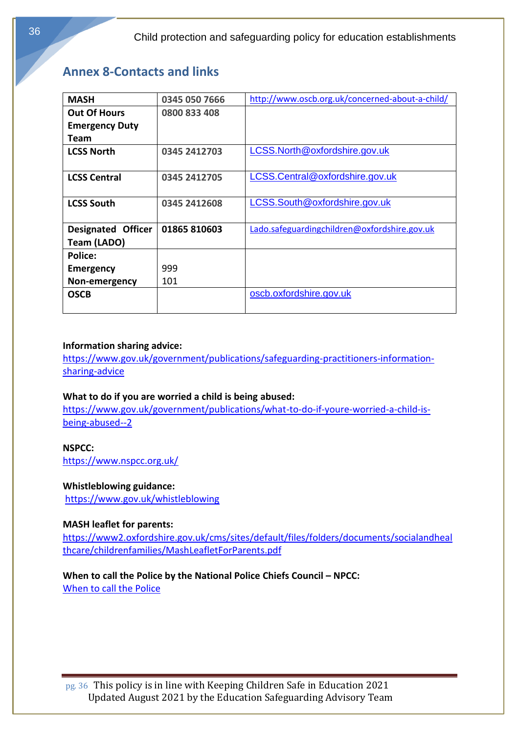## Annex 8-Contacts and links

| | | |
|---|---|---|
| **MASH** | **0345 050 7666** | http://www.oscb.org.uk/concerned-about-a-child/ |
| **Out Of Hours Emergency Duty Team** | **0800 833 408** | |
| **LCSS North** | **0345 2412703** | LCSS.North@oxfordshire.gov.uk |
| **LCSS Central** | **0345 2412705** | LCSS.Central@oxfordshire.gov.uk |
| **LCSS South** | **0345 2412608** | LCSS.South@oxfordshire.gov.uk |
| **Designated Officer Team (LADO)** | **01865 810603** | Lado.safeguardingchildren@oxfordshire.gov.uk |
| **Police:** <br> **Emergency** <br> **Non-emergency** | <br> 999 <br> 101 | |
| **OSCB** | | oscb.oxfordshire.gov.uk |

**Information sharing advice:**
https://www.gov.uk/government/publications/safeguarding-practitioners-information-sharing-advice

**What to do if you are worried a child is being abused:**
https://www.gov.uk/government/publications/what-to-do-if-youre-worried-a-child-is-being-abused--2

**NSPCC:**
https://www.nspcc.org.uk/

**Whistleblowing guidance:**
https://www.gov.uk/whistleblowing

**MASH leaflet for parents:**
https://www2.oxfordshire.gov.uk/cms/sites/default/files/folders/documents/socialandhealthcare/childrenfamilies/MashLeafletForParents.pdf

**When to call the Police by the National Police Chiefs Council – NPCC:**
When to call the Police

This policy is in line with Keeping Children Safe in Education 2021
Updated August 2021 by the Education Safeguarding Advisory Team